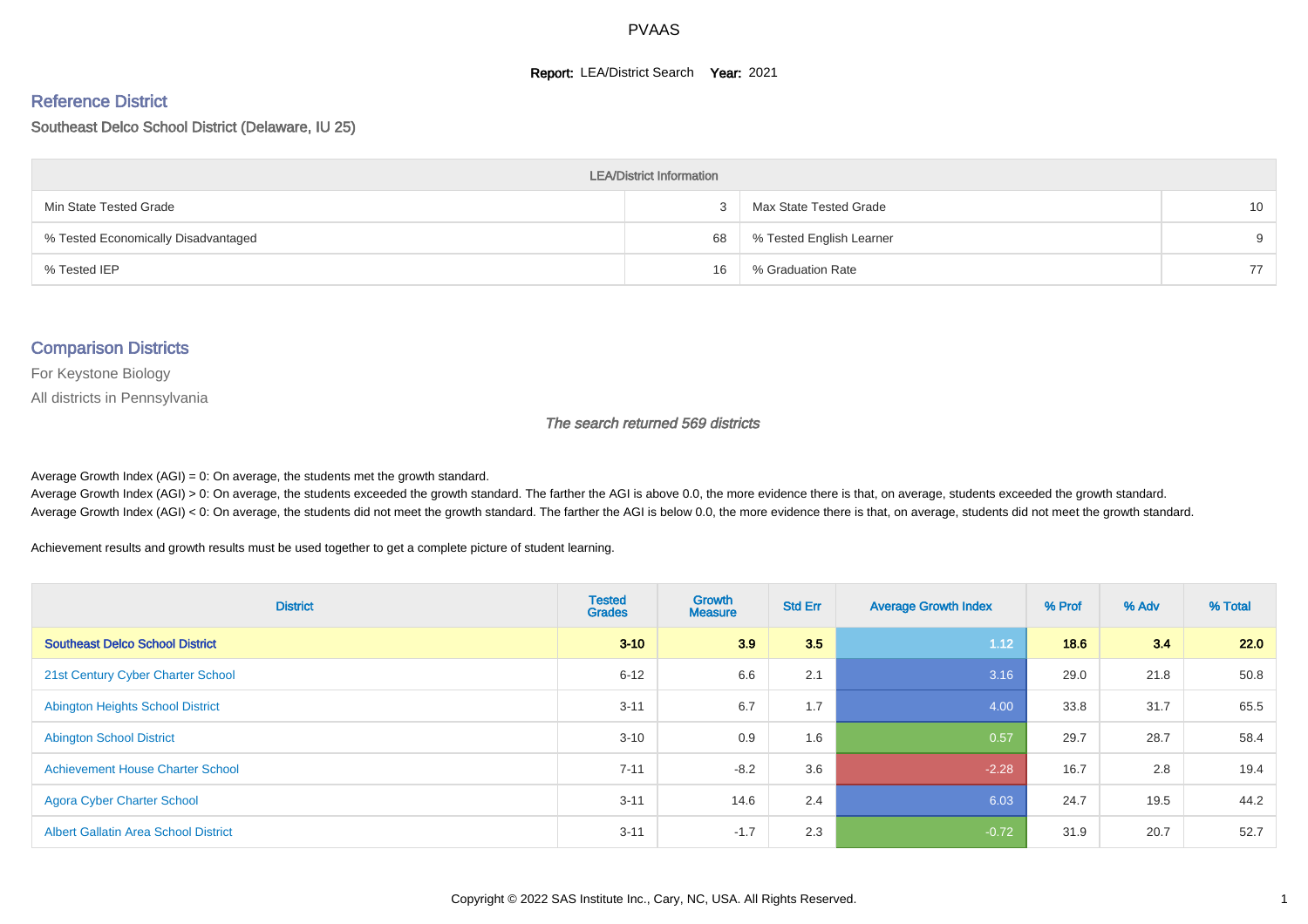# PVAAS

**Report:** LEA/District Search **Year:** 2021

## Reference District

Southeast Delco School District (Delaware, IU 25)

| LEA/District Information | | | |
|---|---|---|---|
| Min State Tested Grade | 3 | Max State Tested Grade | 10 |
| % Tested Economically Disadvantaged | 68 | % Tested English Learner | 9 |
| % Tested IEP | 16 | % Graduation Rate | 77 |

## Comparison Districts

For Keystone Biology

All districts in Pennsylvania

*The search returned 569 districts*

Average Growth Index (AGI) = 0: On average, the students met the growth standard.
Average Growth Index (AGI) > 0: On average, the students exceeded the growth standard. The farther the AGI is above 0.0, the more evidence there is that, on average, students exceeded the growth standard.
Average Growth Index (AGI) < 0: On average, the students did not meet the growth standard. The farther the AGI is below 0.0, the more evidence there is that, on average, students did not meet the growth standard.

Achievement results and growth results must be used together to get a complete picture of student learning.

| District | Tested Grades | Growth Measure | Std Err | Average Growth Index | % Prof | % Adv | % Total |
|---|---|---|---|---|---|---|---|
| **Southeast Delco School District** | **3-10** | **3.9** | **3.5** | **1.12** | **18.6** | **3.4** | **22.0** |
| 21st Century Cyber Charter School | 6-12 | 6.6 | 2.1 | 3.16 | 29.0 | 21.8 | 50.8 |
| Abington Heights School District | 3-11 | 6.7 | 1.7 | 4.00 | 33.8 | 31.7 | 65.5 |
| Abington School District | 3-10 | 0.9 | 1.6 | 0.57 | 29.7 | 28.7 | 58.4 |
| Achievement House Charter School | 7-11 | -8.2 | 3.6 | -2.28 | 16.7 | 2.8 | 19.4 |
| Agora Cyber Charter School | 3-11 | 14.6 | 2.4 | 6.03 | 24.7 | 19.5 | 44.2 |
| Albert Gallatin Area School District | 3-11 | -1.7 | 2.3 | -0.72 | 31.9 | 20.7 | 52.7 |

Copyright © 2022 SAS Institute Inc., Cary, NC, USA. All Rights Reserved.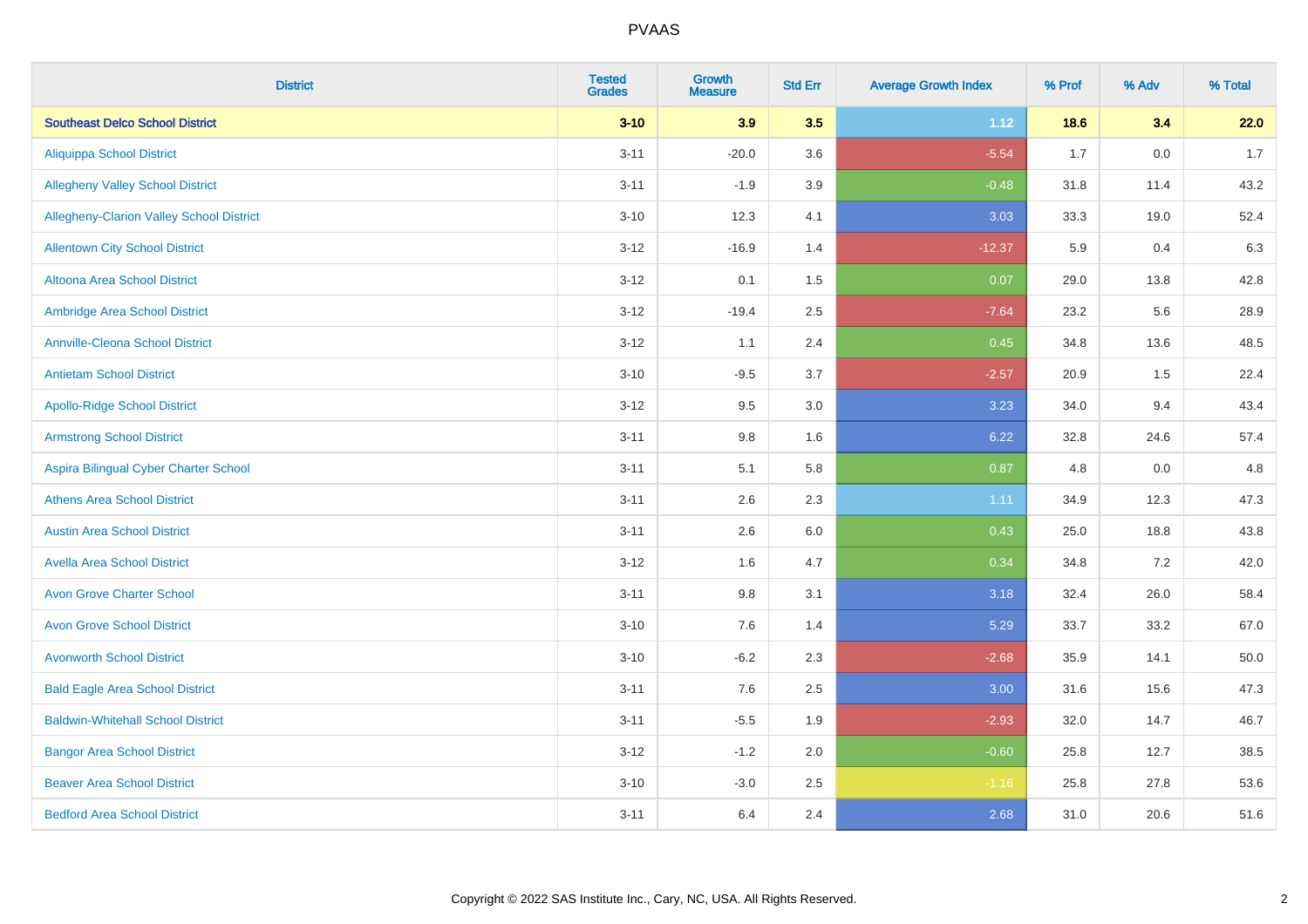| District | Tested Grades | Growth Measure | Std Err | Average Growth Index | % Prof | % Adv | % Total |
|---|---|---|---|---|---|---|---|
| **Southeast Delco School District** | **3-10** | **3.9** | **3.5** | **1.12** | **18.6** | **3.4** | **22.0** |
| Aliquippa School District | 3-11 | -20.0 | 3.6 | -5.54 | 1.7 | 0.0 | 1.7 |
| Allegheny Valley School District | 3-11 | -1.9 | 3.9 | -0.48 | 31.8 | 11.4 | 43.2 |
| Allegheny-Clarion Valley School District | 3-10 | 12.3 | 4.1 | 3.03 | 33.3 | 19.0 | 52.4 |
| Allentown City School District | 3-12 | -16.9 | 1.4 | -12.37 | 5.9 | 0.4 | 6.3 |
| Altoona Area School District | 3-12 | 0.1 | 1.5 | 0.07 | 29.0 | 13.8 | 42.8 |
| Ambridge Area School District | 3-12 | -19.4 | 2.5 | -7.64 | 23.2 | 5.6 | 28.9 |
| Annville-Cleona School District | 3-12 | 1.1 | 2.4 | 0.45 | 34.8 | 13.6 | 48.5 |
| Antietam School District | 3-10 | -9.5 | 3.7 | -2.57 | 20.9 | 1.5 | 22.4 |
| Apollo-Ridge School District | 3-12 | 9.5 | 3.0 | 3.23 | 34.0 | 9.4 | 43.4 |
| Armstrong School District | 3-11 | 9.8 | 1.6 | 6.22 | 32.8 | 24.6 | 57.4 |
| Aspira Bilingual Cyber Charter School | 3-11 | 5.1 | 5.8 | 0.87 | 4.8 | 0.0 | 4.8 |
| Athens Area School District | 3-11 | 2.6 | 2.3 | 1.11 | 34.9 | 12.3 | 47.3 |
| Austin Area School District | 3-11 | 2.6 | 6.0 | 0.43 | 25.0 | 18.8 | 43.8 |
| Avella Area School District | 3-12 | 1.6 | 4.7 | 0.34 | 34.8 | 7.2 | 42.0 |
| Avon Grove Charter School | 3-11 | 9.8 | 3.1 | 3.18 | 32.4 | 26.0 | 58.4 |
| Avon Grove School District | 3-10 | 7.6 | 1.4 | 5.29 | 33.7 | 33.2 | 67.0 |
| Avonworth School District | 3-10 | -6.2 | 2.3 | -2.68 | 35.9 | 14.1 | 50.0 |
| Bald Eagle Area School District | 3-11 | 7.6 | 2.5 | 3.00 | 31.6 | 15.6 | 47.3 |
| Baldwin-Whitehall School District | 3-11 | -5.5 | 1.9 | -2.93 | 32.0 | 14.7 | 46.7 |
| Bangor Area School District | 3-12 | -1.2 | 2.0 | -0.60 | 25.8 | 12.7 | 38.5 |
| Beaver Area School District | 3-10 | -3.0 | 2.5 | -1.16 | 25.8 | 27.8 | 53.6 |
| Bedford Area School District | 3-11 | 6.4 | 2.4 | 2.68 | 31.0 | 20.6 | 51.6 |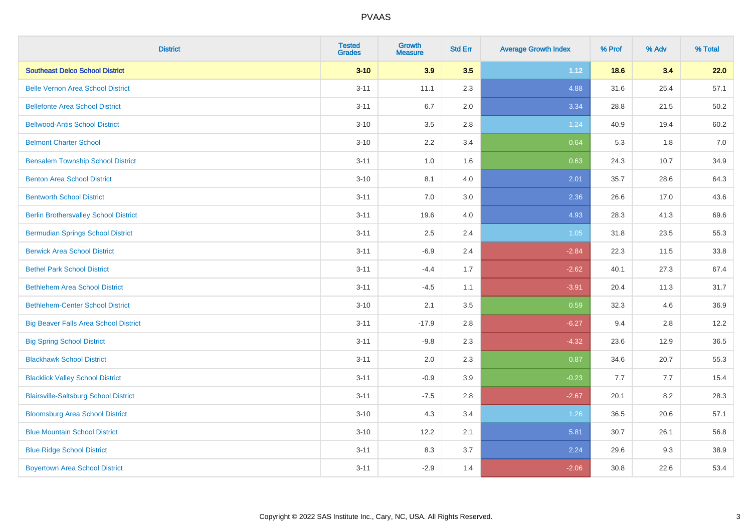# PVAAS

| District | Tested Grades | Growth Measure | Std Err | Average Growth Index | % Prof | % Adv | % Total |
|---|---|---|---|---|---|---|---|
| **Southeast Delco School District** | **3-10** | **3.9** | **3.5** | **1.12** | **18.6** | **3.4** | **22.0** |
| Belle Vernon Area School District | 3-11 | 11.1 | 2.3 | 4.88 | 31.6 | 25.4 | 57.1 |
| Bellefonte Area School District | 3-11 | 6.7 | 2.0 | 3.34 | 28.8 | 21.5 | 50.2 |
| Bellwood-Antis School District | 3-10 | 3.5 | 2.8 | 1.24 | 40.9 | 19.4 | 60.2 |
| Belmont Charter School | 3-10 | 2.2 | 3.4 | 0.64 | 5.3 | 1.8 | 7.0 |
| Bensalem Township School District | 3-11 | 1.0 | 1.6 | 0.63 | 24.3 | 10.7 | 34.9 |
| Benton Area School District | 3-10 | 8.1 | 4.0 | 2.01 | 35.7 | 28.6 | 64.3 |
| Bentworth School District | 3-11 | 7.0 | 3.0 | 2.36 | 26.6 | 17.0 | 43.6 |
| Berlin Brothersvalley School District | 3-11 | 19.6 | 4.0 | 4.93 | 28.3 | 41.3 | 69.6 |
| Bermudian Springs School District | 3-11 | 2.5 | 2.4 | 1.05 | 31.8 | 23.5 | 55.3 |
| Berwick Area School District | 3-11 | -6.9 | 2.4 | -2.84 | 22.3 | 11.5 | 33.8 |
| Bethel Park School District | 3-11 | -4.4 | 1.7 | -2.62 | 40.1 | 27.3 | 67.4 |
| Bethlehem Area School District | 3-11 | -4.5 | 1.1 | -3.91 | 20.4 | 11.3 | 31.7 |
| Bethlehem-Center School District | 3-10 | 2.1 | 3.5 | 0.59 | 32.3 | 4.6 | 36.9 |
| Big Beaver Falls Area School District | 3-11 | -17.9 | 2.8 | -6.27 | 9.4 | 2.8 | 12.2 |
| Big Spring School District | 3-11 | -9.8 | 2.3 | -4.32 | 23.6 | 12.9 | 36.5 |
| Blackhawk School District | 3-11 | 2.0 | 2.3 | 0.87 | 34.6 | 20.7 | 55.3 |
| Blacklick Valley School District | 3-11 | -0.9 | 3.9 | -0.23 | 7.7 | 7.7 | 15.4 |
| Blairsville-Saltsburg School District | 3-11 | -7.5 | 2.8 | -2.67 | 20.1 | 8.2 | 28.3 |
| Bloomsburg Area School District | 3-10 | 4.3 | 3.4 | 1.26 | 36.5 | 20.6 | 57.1 |
| Blue Mountain School District | 3-10 | 12.2 | 2.1 | 5.81 | 30.7 | 26.1 | 56.8 |
| Blue Ridge School District | 3-11 | 8.3 | 3.7 | 2.24 | 29.6 | 9.3 | 38.9 |
| Boyertown Area School District | 3-11 | -2.9 | 1.4 | -2.06 | 30.8 | 22.6 | 53.4 |

Copyright © 2022 SAS Institute Inc., Cary, NC, USA. All Rights Reserved.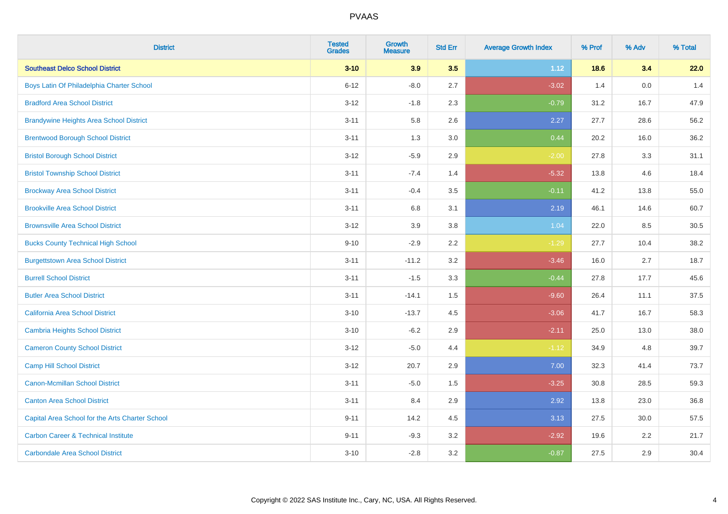| District | Tested Grades | Growth Measure | Std Err | Average Growth Index | % Prof | % Adv | % Total |
|---|---|---|---|---|---|---|---|
| **Southeast Delco School District** | **3-10** | **3.9** | **3.5** | **1.12** | **18.6** | **3.4** | **22.0** |
| Boys Latin Of Philadelphia Charter School | 6-12 | -8.0 | 2.7 | -3.02 | 1.4 | 0.0 | 1.4 |
| Bradford Area School District | 3-12 | -1.8 | 2.3 | -0.79 | 31.2 | 16.7 | 47.9 |
| Brandywine Heights Area School District | 3-11 | 5.8 | 2.6 | 2.27 | 27.7 | 28.6 | 56.2 |
| Brentwood Borough School District | 3-11 | 1.3 | 3.0 | 0.44 | 20.2 | 16.0 | 36.2 |
| Bristol Borough School District | 3-12 | -5.9 | 2.9 | -2.00 | 27.8 | 3.3 | 31.1 |
| Bristol Township School District | 3-11 | -7.4 | 1.4 | -5.32 | 13.8 | 4.6 | 18.4 |
| Brockway Area School District | 3-11 | -0.4 | 3.5 | -0.11 | 41.2 | 13.8 | 55.0 |
| Brookville Area School District | 3-11 | 6.8 | 3.1 | 2.19 | 46.1 | 14.6 | 60.7 |
| Brownsville Area School District | 3-12 | 3.9 | 3.8 | 1.04 | 22.0 | 8.5 | 30.5 |
| Bucks County Technical High School | 9-10 | -2.9 | 2.2 | -1.29 | 27.7 | 10.4 | 38.2 |
| Burgettstown Area School District | 3-11 | -11.2 | 3.2 | -3.46 | 16.0 | 2.7 | 18.7 |
| Burrell School District | 3-11 | -1.5 | 3.3 | -0.44 | 27.8 | 17.7 | 45.6 |
| Butler Area School District | 3-11 | -14.1 | 1.5 | -9.60 | 26.4 | 11.1 | 37.5 |
| California Area School District | 3-10 | -13.7 | 4.5 | -3.06 | 41.7 | 16.7 | 58.3 |
| Cambria Heights School District | 3-10 | -6.2 | 2.9 | -2.11 | 25.0 | 13.0 | 38.0 |
| Cameron County School District | 3-12 | -5.0 | 4.4 | -1.12 | 34.9 | 4.8 | 39.7 |
| Camp Hill School District | 3-12 | 20.7 | 2.9 | 7.00 | 32.3 | 41.4 | 73.7 |
| Canon-Mcmillan School District | 3-11 | -5.0 | 1.5 | -3.25 | 30.8 | 28.5 | 59.3 |
| Canton Area School District | 3-11 | 8.4 | 2.9 | 2.92 | 13.8 | 23.0 | 36.8 |
| Capital Area School for the Arts Charter School | 9-11 | 14.2 | 4.5 | 3.13 | 27.5 | 30.0 | 57.5 |
| Carbon Career & Technical Institute | 9-11 | -9.3 | 3.2 | -2.92 | 19.6 | 2.2 | 21.7 |
| Carbondale Area School District | 3-10 | -2.8 | 3.2 | -0.87 | 27.5 | 2.9 | 30.4 |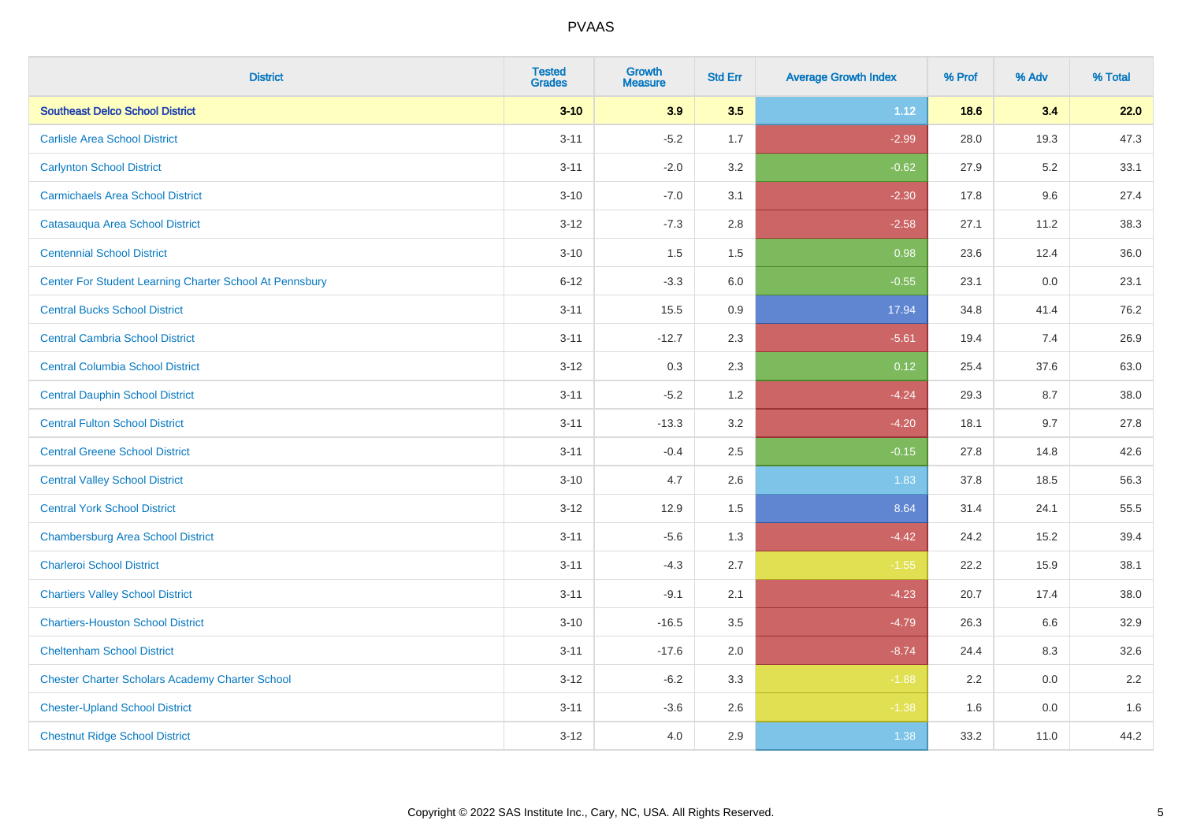| District | Tested Grades | Growth Measure | Std Err | Average Growth Index | % Prof | % Adv | % Total |
|---|---|---|---|---|---|---|---|
| **Southeast Delco School District** | **3-10** | **3.9** | **3.5** | **1.12** | **18.6** | **3.4** | **22.0** |
| Carlisle Area School District | 3-11 | -5.2 | 1.7 | -2.99 | 28.0 | 19.3 | 47.3 |
| Carlynton School District | 3-11 | -2.0 | 3.2 | -0.62 | 27.9 | 5.2 | 33.1 |
| Carmichaels Area School District | 3-10 | -7.0 | 3.1 | -2.30 | 17.8 | 9.6 | 27.4 |
| Catasauqua Area School District | 3-12 | -7.3 | 2.8 | -2.58 | 27.1 | 11.2 | 38.3 |
| Centennial School District | 3-10 | 1.5 | 1.5 | 0.98 | 23.6 | 12.4 | 36.0 |
| Center For Student Learning Charter School At Pennsbury | 6-12 | -3.3 | 6.0 | -0.55 | 23.1 | 0.0 | 23.1 |
| Central Bucks School District | 3-11 | 15.5 | 0.9 | 17.94 | 34.8 | 41.4 | 76.2 |
| Central Cambria School District | 3-11 | -12.7 | 2.3 | -5.61 | 19.4 | 7.4 | 26.9 |
| Central Columbia School District | 3-12 | 0.3 | 2.3 | 0.12 | 25.4 | 37.6 | 63.0 |
| Central Dauphin School District | 3-11 | -5.2 | 1.2 | -4.24 | 29.3 | 8.7 | 38.0 |
| Central Fulton School District | 3-11 | -13.3 | 3.2 | -4.20 | 18.1 | 9.7 | 27.8 |
| Central Greene School District | 3-11 | -0.4 | 2.5 | -0.15 | 27.8 | 14.8 | 42.6 |
| Central Valley School District | 3-10 | 4.7 | 2.6 | 1.83 | 37.8 | 18.5 | 56.3 |
| Central York School District | 3-12 | 12.9 | 1.5 | 8.64 | 31.4 | 24.1 | 55.5 |
| Chambersburg Area School District | 3-11 | -5.6 | 1.3 | -4.42 | 24.2 | 15.2 | 39.4 |
| Charleroi School District | 3-11 | -4.3 | 2.7 | -1.55 | 22.2 | 15.9 | 38.1 |
| Chartiers Valley School District | 3-11 | -9.1 | 2.1 | -4.23 | 20.7 | 17.4 | 38.0 |
| Chartiers-Houston School District | 3-10 | -16.5 | 3.5 | -4.79 | 26.3 | 6.6 | 32.9 |
| Cheltenham School District | 3-11 | -17.6 | 2.0 | -8.74 | 24.4 | 8.3 | 32.6 |
| Chester Charter Scholars Academy Charter School | 3-12 | -6.2 | 3.3 | -1.88 | 2.2 | 0.0 | 2.2 |
| Chester-Upland School District | 3-11 | -3.6 | 2.6 | -1.38 | 1.6 | 0.0 | 1.6 |
| Chestnut Ridge School District | 3-12 | 4.0 | 2.9 | 1.38 | 33.2 | 11.0 | 44.2 |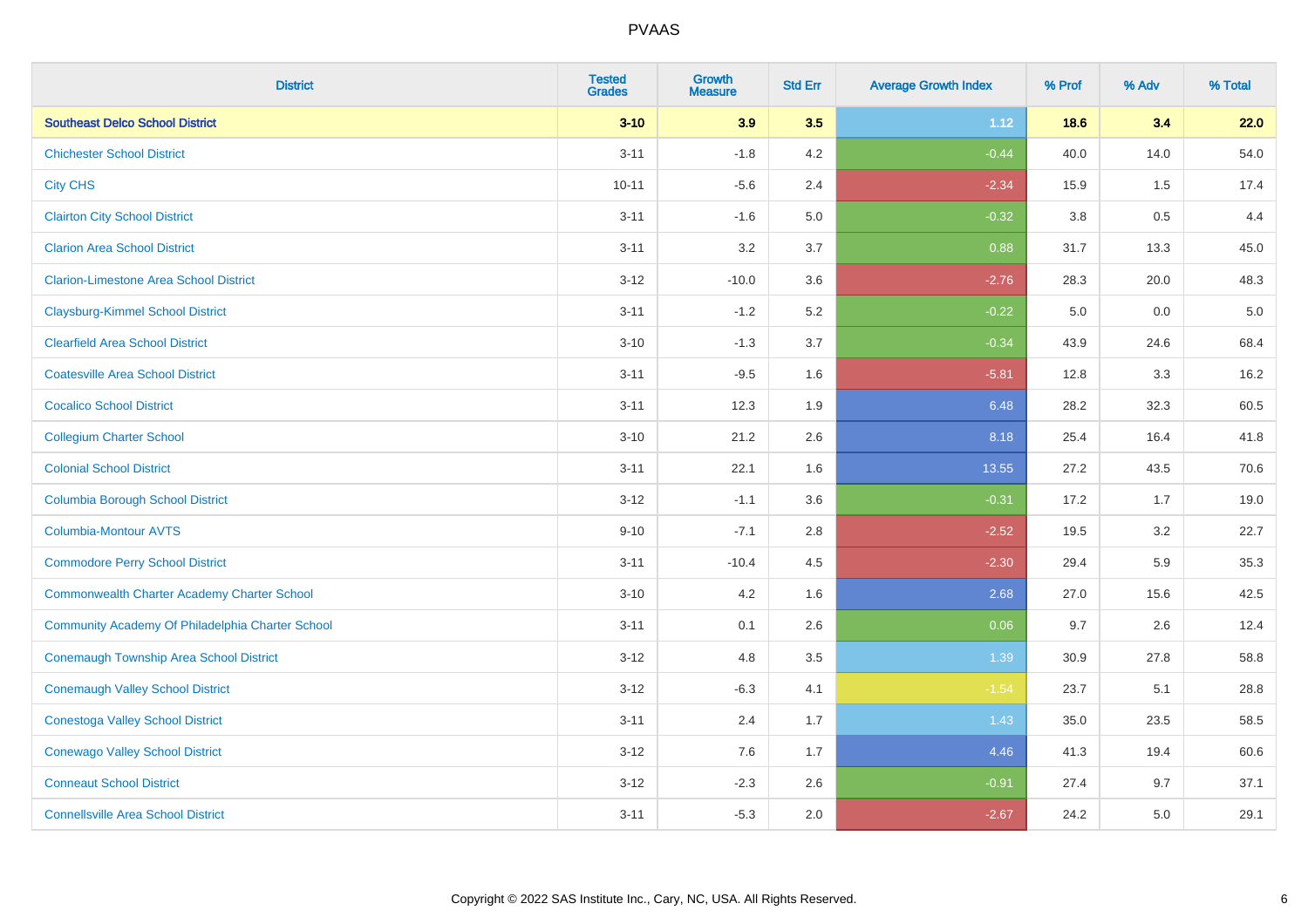| District | Tested Grades | Growth Measure | Std Err | Average Growth Index | % Prof | % Adv | % Total |
|---|---|---|---|---|---|---|---|
| **Southeast Delco School District** | **3-10** | **3.9** | **3.5** | **1.12** | **18.6** | **3.4** | **22.0** |
| Chichester School District | 3-11 | -1.8 | 4.2 | -0.44 | 40.0 | 14.0 | 54.0 |
| City CHS | 10-11 | -5.6 | 2.4 | -2.34 | 15.9 | 1.5 | 17.4 |
| Clairton City School District | 3-11 | -1.6 | 5.0 | -0.32 | 3.8 | 0.5 | 4.4 |
| Clarion Area School District | 3-11 | 3.2 | 3.7 | 0.88 | 31.7 | 13.3 | 45.0 |
| Clarion-Limestone Area School District | 3-12 | -10.0 | 3.6 | -2.76 | 28.3 | 20.0 | 48.3 |
| Claysburg-Kimmel School District | 3-11 | -1.2 | 5.2 | -0.22 | 5.0 | 0.0 | 5.0 |
| Clearfield Area School District | 3-10 | -1.3 | 3.7 | -0.34 | 43.9 | 24.6 | 68.4 |
| Coatesville Area School District | 3-11 | -9.5 | 1.6 | -5.81 | 12.8 | 3.3 | 16.2 |
| Cocalico School District | 3-11 | 12.3 | 1.9 | 6.48 | 28.2 | 32.3 | 60.5 |
| Collegium Charter School | 3-10 | 21.2 | 2.6 | 8.18 | 25.4 | 16.4 | 41.8 |
| Colonial School District | 3-11 | 22.1 | 1.6 | 13.55 | 27.2 | 43.5 | 70.6 |
| Columbia Borough School District | 3-12 | -1.1 | 3.6 | -0.31 | 17.2 | 1.7 | 19.0 |
| Columbia-Montour AVTS | 9-10 | -7.1 | 2.8 | -2.52 | 19.5 | 3.2 | 22.7 |
| Commodore Perry School District | 3-11 | -10.4 | 4.5 | -2.30 | 29.4 | 5.9 | 35.3 |
| Commonwealth Charter Academy Charter School | 3-10 | 4.2 | 1.6 | 2.68 | 27.0 | 15.6 | 42.5 |
| Community Academy Of Philadelphia Charter School | 3-11 | 0.1 | 2.6 | 0.06 | 9.7 | 2.6 | 12.4 |
| Conemaugh Township Area School District | 3-12 | 4.8 | 3.5 | 1.39 | 30.9 | 27.8 | 58.8 |
| Conemaugh Valley School District | 3-12 | -6.3 | 4.1 | -1.54 | 23.7 | 5.1 | 28.8 |
| Conestoga Valley School District | 3-11 | 2.4 | 1.7 | 1.43 | 35.0 | 23.5 | 58.5 |
| Conewago Valley School District | 3-12 | 7.6 | 1.7 | 4.46 | 41.3 | 19.4 | 60.6 |
| Conneaut School District | 3-12 | -2.3 | 2.6 | -0.91 | 27.4 | 9.7 | 37.1 |
| Connellsville Area School District | 3-11 | -5.3 | 2.0 | -2.67 | 24.2 | 5.0 | 29.1 |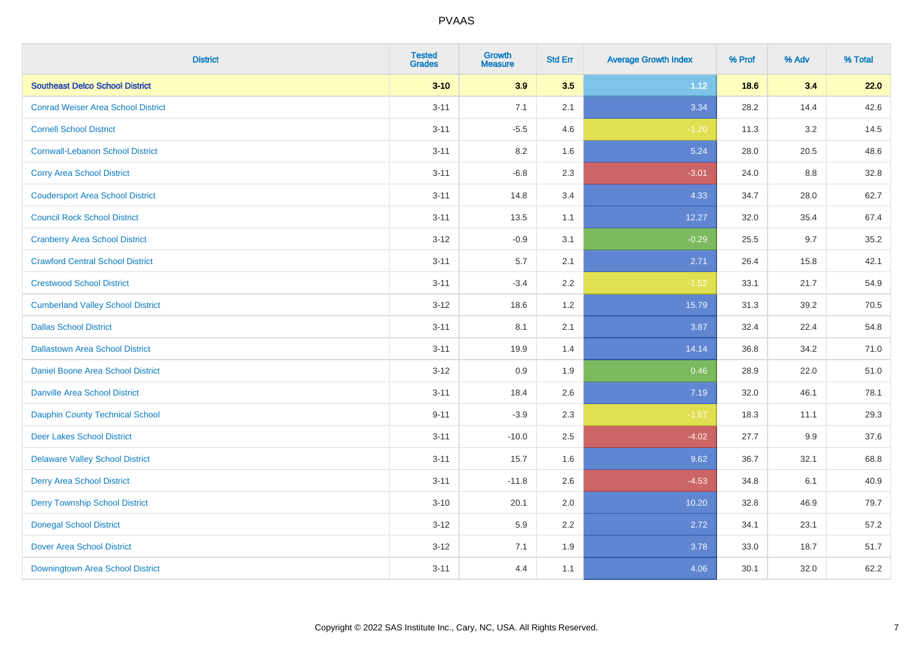| District | Tested Grades | Growth Measure | Std Err | Average Growth Index | % Prof | % Adv | % Total |
|---|---|---|---|---|---|---|---|
| **Southeast Delco School District** | **3-10** | **3.9** | **3.5** | **1.12** | **18.6** | **3.4** | **22.0** |
| Conrad Weiser Area School District | 3-11 | 7.1 | 2.1 | 3.34 | 28.2 | 14.4 | 42.6 |
| Cornell School District | 3-11 | -5.5 | 4.6 | -1.20 | 11.3 | 3.2 | 14.5 |
| Cornwall-Lebanon School District | 3-11 | 8.2 | 1.6 | 5.24 | 28.0 | 20.5 | 48.6 |
| Corry Area School District | 3-11 | -6.8 | 2.3 | -3.01 | 24.0 | 8.8 | 32.8 |
| Coudersport Area School District | 3-11 | 14.8 | 3.4 | 4.33 | 34.7 | 28.0 | 62.7 |
| Council Rock School District | 3-11 | 13.5 | 1.1 | 12.27 | 32.0 | 35.4 | 67.4 |
| Cranberry Area School District | 3-12 | -0.9 | 3.1 | -0.29 | 25.5 | 9.7 | 35.2 |
| Crawford Central School District | 3-11 | 5.7 | 2.1 | 2.71 | 26.4 | 15.8 | 42.1 |
| Crestwood School District | 3-11 | -3.4 | 2.2 | -1.52 | 33.1 | 21.7 | 54.9 |
| Cumberland Valley School District | 3-12 | 18.6 | 1.2 | 15.79 | 31.3 | 39.2 | 70.5 |
| Dallas School District | 3-11 | 8.1 | 2.1 | 3.87 | 32.4 | 22.4 | 54.8 |
| Dallastown Area School District | 3-11 | 19.9 | 1.4 | 14.14 | 36.8 | 34.2 | 71.0 |
| Daniel Boone Area School District | 3-12 | 0.9 | 1.9 | 0.46 | 28.9 | 22.0 | 51.0 |
| Danville Area School District | 3-11 | 18.4 | 2.6 | 7.19 | 32.0 | 46.1 | 78.1 |
| Dauphin County Technical School | 9-11 | -3.9 | 2.3 | -1.67 | 18.3 | 11.1 | 29.3 |
| Deer Lakes School District | 3-11 | -10.0 | 2.5 | -4.02 | 27.7 | 9.9 | 37.6 |
| Delaware Valley School District | 3-11 | 15.7 | 1.6 | 9.62 | 36.7 | 32.1 | 68.8 |
| Derry Area School District | 3-11 | -11.8 | 2.6 | -4.53 | 34.8 | 6.1 | 40.9 |
| Derry Township School District | 3-10 | 20.1 | 2.0 | 10.20 | 32.8 | 46.9 | 79.7 |
| Donegal School District | 3-12 | 5.9 | 2.2 | 2.72 | 34.1 | 23.1 | 57.2 |
| Dover Area School District | 3-12 | 7.1 | 1.9 | 3.78 | 33.0 | 18.7 | 51.7 |
| Downingtown Area School District | 3-11 | 4.4 | 1.1 | 4.06 | 30.1 | 32.0 | 62.2 |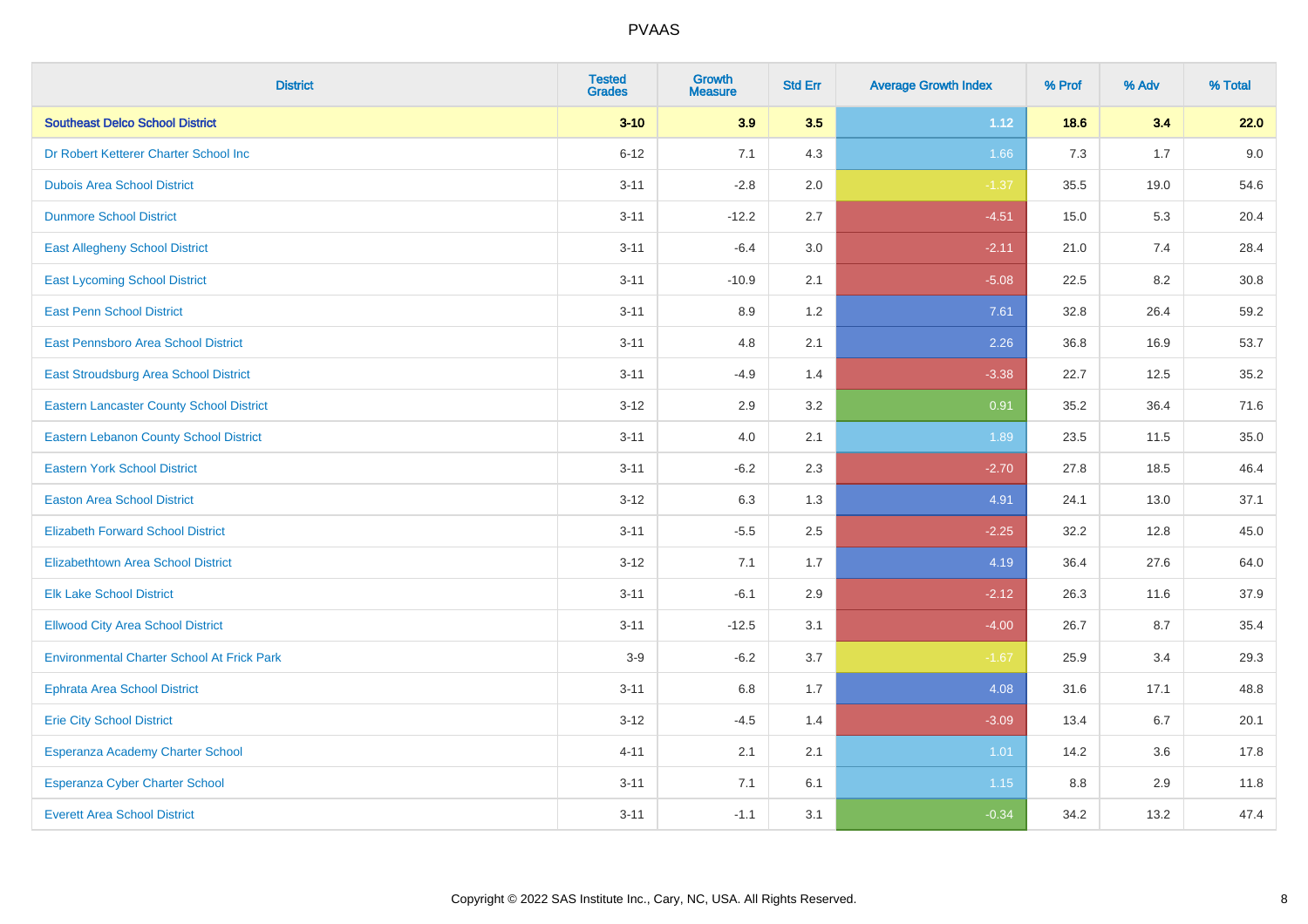# PVAAS

| District | Tested Grades | Growth Measure | Std Err | Average Growth Index | % Prof | % Adv | % Total |
|---|---|---|---|---|---|---|---|
| **Southeast Delco School District** | **3-10** | **3.9** | **3.5** | **1.12** | **18.6** | **3.4** | **22.0** |
| Dr Robert Ketterer Charter School Inc | 6-12 | 7.1 | 4.3 | 1.66 | 7.3 | 1.7 | 9.0 |
| Dubois Area School District | 3-11 | -2.8 | 2.0 | -1.37 | 35.5 | 19.0 | 54.6 |
| Dunmore School District | 3-11 | -12.2 | 2.7 | -4.51 | 15.0 | 5.3 | 20.4 |
| East Allegheny School District | 3-11 | -6.4 | 3.0 | -2.11 | 21.0 | 7.4 | 28.4 |
| East Lycoming School District | 3-11 | -10.9 | 2.1 | -5.08 | 22.5 | 8.2 | 30.8 |
| East Penn School District | 3-11 | 8.9 | 1.2 | 7.61 | 32.8 | 26.4 | 59.2 |
| East Pennsboro Area School District | 3-11 | 4.8 | 2.1 | 2.26 | 36.8 | 16.9 | 53.7 |
| East Stroudsburg Area School District | 3-11 | -4.9 | 1.4 | -3.38 | 22.7 | 12.5 | 35.2 |
| Eastern Lancaster County School District | 3-12 | 2.9 | 3.2 | 0.91 | 35.2 | 36.4 | 71.6 |
| Eastern Lebanon County School District | 3-11 | 4.0 | 2.1 | 1.89 | 23.5 | 11.5 | 35.0 |
| Eastern York School District | 3-11 | -6.2 | 2.3 | -2.70 | 27.8 | 18.5 | 46.4 |
| Easton Area School District | 3-12 | 6.3 | 1.3 | 4.91 | 24.1 | 13.0 | 37.1 |
| Elizabeth Forward School District | 3-11 | -5.5 | 2.5 | -2.25 | 32.2 | 12.8 | 45.0 |
| Elizabethtown Area School District | 3-12 | 7.1 | 1.7 | 4.19 | 36.4 | 27.6 | 64.0 |
| Elk Lake School District | 3-11 | -6.1 | 2.9 | -2.12 | 26.3 | 11.6 | 37.9 |
| Ellwood City Area School District | 3-11 | -12.5 | 3.1 | -4.00 | 26.7 | 8.7 | 35.4 |
| Environmental Charter School At Frick Park | 3-9 | -6.2 | 3.7 | -1.67 | 25.9 | 3.4 | 29.3 |
| Ephrata Area School District | 3-11 | 6.8 | 1.7 | 4.08 | 31.6 | 17.1 | 48.8 |
| Erie City School District | 3-12 | -4.5 | 1.4 | -3.09 | 13.4 | 6.7 | 20.1 |
| Esperanza Academy Charter School | 4-11 | 2.1 | 2.1 | 1.01 | 14.2 | 3.6 | 17.8 |
| Esperanza Cyber Charter School | 3-11 | 7.1 | 6.1 | 1.15 | 8.8 | 2.9 | 11.8 |
| Everett Area School District | 3-11 | -1.1 | 3.1 | -0.34 | 34.2 | 13.2 | 47.4 |

Copyright © 2022 SAS Institute Inc., Cary, NC, USA. All Rights Reserved.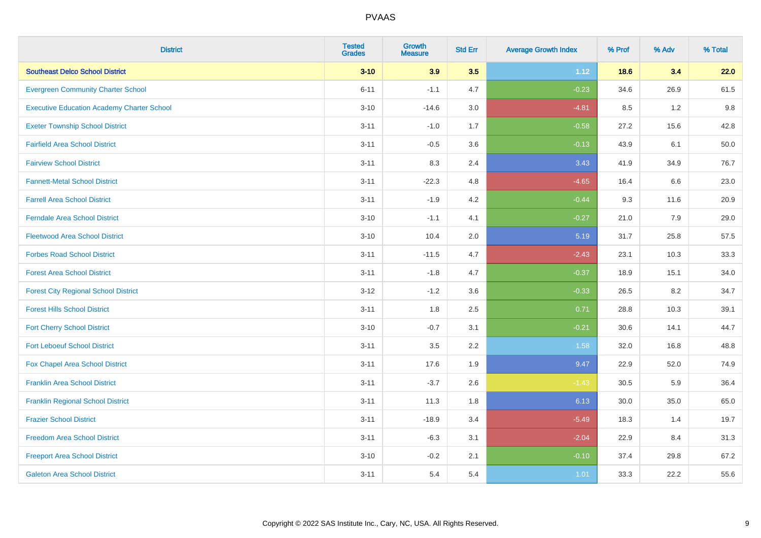# PVAAS

| District | Tested Grades | Growth Measure | Std Err | Average Growth Index | % Prof | % Adv | % Total |
|---|---|---|---|---|---|---|---|
| **Southeast Delco School District** | **3-10** | **3.9** | **3.5** | **1.12** | **18.6** | **3.4** | **22.0** |
| Evergreen Community Charter School | 6-11 | -1.1 | 4.7 | -0.23 | 34.6 | 26.9 | 61.5 |
| Executive Education Academy Charter School | 3-10 | -14.6 | 3.0 | -4.81 | 8.5 | 1.2 | 9.8 |
| Exeter Township School District | 3-11 | -1.0 | 1.7 | -0.58 | 27.2 | 15.6 | 42.8 |
| Fairfield Area School District | 3-11 | -0.5 | 3.6 | -0.13 | 43.9 | 6.1 | 50.0 |
| Fairview School District | 3-11 | 8.3 | 2.4 | 3.43 | 41.9 | 34.9 | 76.7 |
| Fannett-Metal School District | 3-11 | -22.3 | 4.8 | -4.65 | 16.4 | 6.6 | 23.0 |
| Farrell Area School District | 3-11 | -1.9 | 4.2 | -0.44 | 9.3 | 11.6 | 20.9 |
| Ferndale Area School District | 3-10 | -1.1 | 4.1 | -0.27 | 21.0 | 7.9 | 29.0 |
| Fleetwood Area School District | 3-10 | 10.4 | 2.0 | 5.19 | 31.7 | 25.8 | 57.5 |
| Forbes Road School District | 3-11 | -11.5 | 4.7 | -2.43 | 23.1 | 10.3 | 33.3 |
| Forest Area School District | 3-11 | -1.8 | 4.7 | -0.37 | 18.9 | 15.1 | 34.0 |
| Forest City Regional School District | 3-12 | -1.2 | 3.6 | -0.33 | 26.5 | 8.2 | 34.7 |
| Forest Hills School District | 3-11 | 1.8 | 2.5 | 0.71 | 28.8 | 10.3 | 39.1 |
| Fort Cherry School District | 3-10 | -0.7 | 3.1 | -0.21 | 30.6 | 14.1 | 44.7 |
| Fort Leboeuf School District | 3-11 | 3.5 | 2.2 | 1.58 | 32.0 | 16.8 | 48.8 |
| Fox Chapel Area School District | 3-11 | 17.6 | 1.9 | 9.47 | 22.9 | 52.0 | 74.9 |
| Franklin Area School District | 3-11 | -3.7 | 2.6 | -1.43 | 30.5 | 5.9 | 36.4 |
| Franklin Regional School District | 3-11 | 11.3 | 1.8 | 6.13 | 30.0 | 35.0 | 65.0 |
| Frazier School District | 3-11 | -18.9 | 3.4 | -5.49 | 18.3 | 1.4 | 19.7 |
| Freedom Area School District | 3-11 | -6.3 | 3.1 | -2.04 | 22.9 | 8.4 | 31.3 |
| Freeport Area School District | 3-10 | -0.2 | 2.1 | -0.10 | 37.4 | 29.8 | 67.2 |
| Galeton Area School District | 3-11 | 5.4 | 5.4 | 1.01 | 33.3 | 22.2 | 55.6 |

Copyright © 2022 SAS Institute Inc., Cary, NC, USA. All Rights Reserved.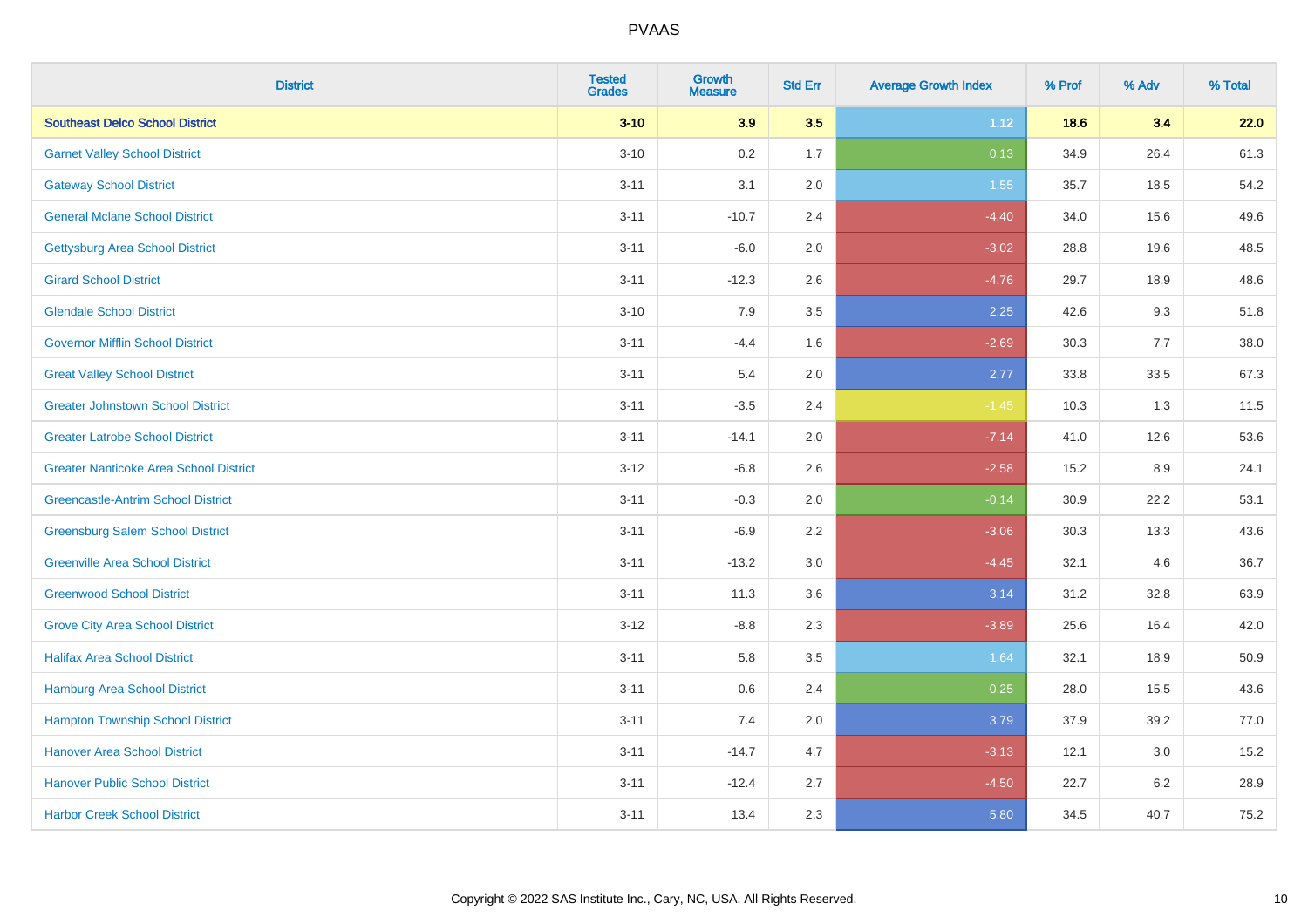PVAAS

| District | Tested Grades | Growth Measure | Std Err | Average Growth Index | % Prof | % Adv | % Total |
|---|---|---|---|---|---|---|---|
| **Southeast Delco School District** | **3-10** | **3.9** | **3.5** | **1.12** | **18.6** | **3.4** | **22.0** |
| Garnet Valley School District | 3-10 | 0.2 | 1.7 | 0.13 | 34.9 | 26.4 | 61.3 |
| Gateway School District | 3-11 | 3.1 | 2.0 | 1.55 | 35.7 | 18.5 | 54.2 |
| General Mclane School District | 3-11 | -10.7 | 2.4 | -4.40 | 34.0 | 15.6 | 49.6 |
| Gettysburg Area School District | 3-11 | -6.0 | 2.0 | -3.02 | 28.8 | 19.6 | 48.5 |
| Girard School District | 3-11 | -12.3 | 2.6 | -4.76 | 29.7 | 18.9 | 48.6 |
| Glendale School District | 3-10 | 7.9 | 3.5 | 2.25 | 42.6 | 9.3 | 51.8 |
| Governor Mifflin School District | 3-11 | -4.4 | 1.6 | -2.69 | 30.3 | 7.7 | 38.0 |
| Great Valley School District | 3-11 | 5.4 | 2.0 | 2.77 | 33.8 | 33.5 | 67.3 |
| Greater Johnstown School District | 3-11 | -3.5 | 2.4 | -1.45 | 10.3 | 1.3 | 11.5 |
| Greater Latrobe School District | 3-11 | -14.1 | 2.0 | -7.14 | 41.0 | 12.6 | 53.6 |
| Greater Nanticoke Area School District | 3-12 | -6.8 | 2.6 | -2.58 | 15.2 | 8.9 | 24.1 |
| Greencastle-Antrim School District | 3-11 | -0.3 | 2.0 | -0.14 | 30.9 | 22.2 | 53.1 |
| Greensburg Salem School District | 3-11 | -6.9 | 2.2 | -3.06 | 30.3 | 13.3 | 43.6 |
| Greenville Area School District | 3-11 | -13.2 | 3.0 | -4.45 | 32.1 | 4.6 | 36.7 |
| Greenwood School District | 3-11 | 11.3 | 3.6 | 3.14 | 31.2 | 32.8 | 63.9 |
| Grove City Area School District | 3-12 | -8.8 | 2.3 | -3.89 | 25.6 | 16.4 | 42.0 |
| Halifax Area School District | 3-11 | 5.8 | 3.5 | 1.64 | 32.1 | 18.9 | 50.9 |
| Hamburg Area School District | 3-11 | 0.6 | 2.4 | 0.25 | 28.0 | 15.5 | 43.6 |
| Hampton Township School District | 3-11 | 7.4 | 2.0 | 3.79 | 37.9 | 39.2 | 77.0 |
| Hanover Area School District | 3-11 | -14.7 | 4.7 | -3.13 | 12.1 | 3.0 | 15.2 |
| Hanover Public School District | 3-11 | -12.4 | 2.7 | -4.50 | 22.7 | 6.2 | 28.9 |
| Harbor Creek School District | 3-11 | 13.4 | 2.3 | 5.80 | 34.5 | 40.7 | 75.2 |

Copyright © 2022 SAS Institute Inc., Cary, NC, USA. All Rights Reserved.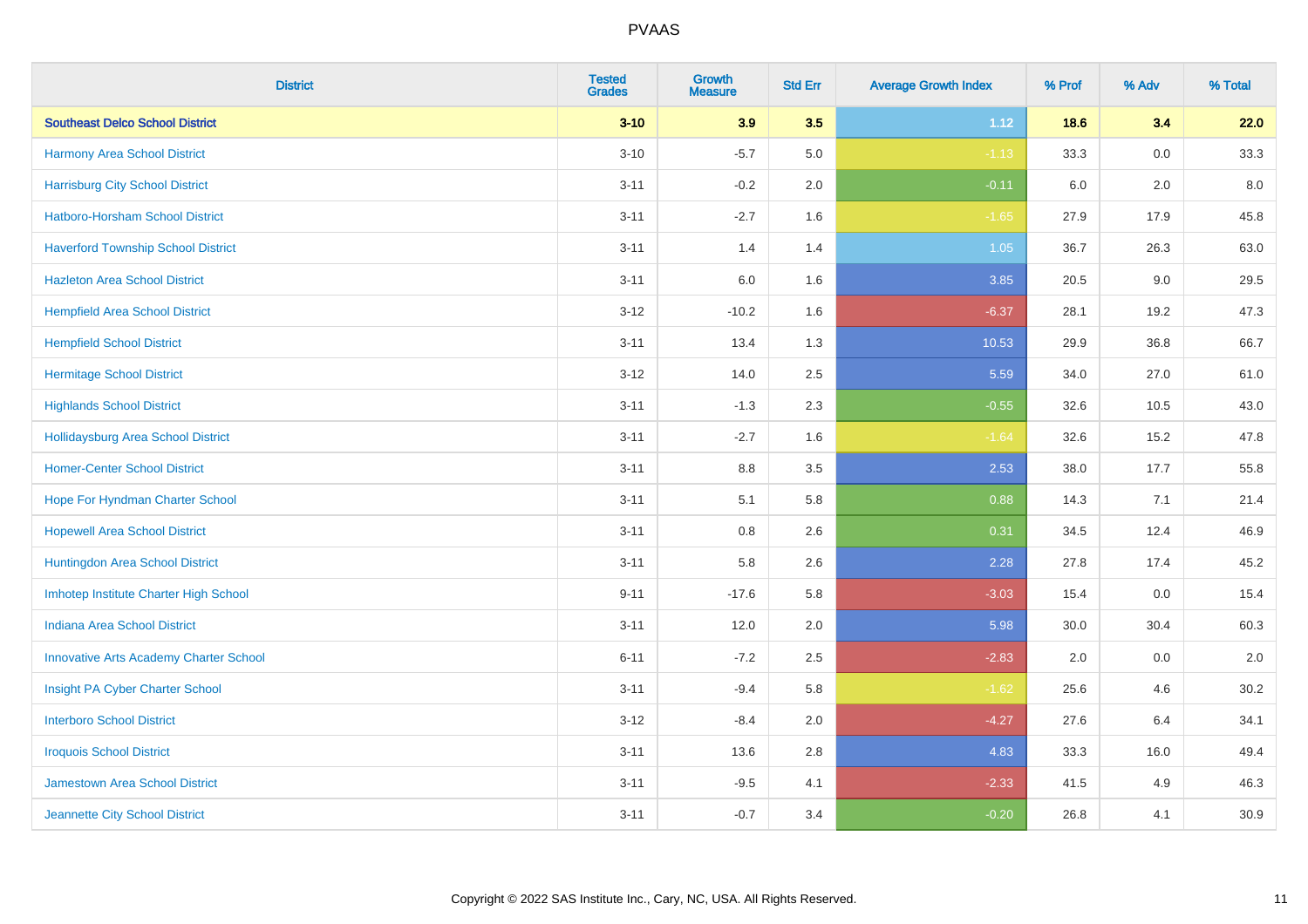# PVAAS

| District | Tested Grades | Growth Measure | Std Err | Average Growth Index | % Prof | % Adv | % Total |
|---|---|---|---|---|---|---|---|
| **Southeast Delco School District** | **3-10** | **3.9** | **3.5** | **1.12** | **18.6** | **3.4** | **22.0** |
| Harmony Area School District | 3-10 | -5.7 | 5.0 | -1.13 | 33.3 | 0.0 | 33.3 |
| Harrisburg City School District | 3-11 | -0.2 | 2.0 | -0.11 | 6.0 | 2.0 | 8.0 |
| Hatboro-Horsham School District | 3-11 | -2.7 | 1.6 | -1.65 | 27.9 | 17.9 | 45.8 |
| Haverford Township School District | 3-11 | 1.4 | 1.4 | 1.05 | 36.7 | 26.3 | 63.0 |
| Hazleton Area School District | 3-11 | 6.0 | 1.6 | 3.85 | 20.5 | 9.0 | 29.5 |
| Hempfield Area School District | 3-12 | -10.2 | 1.6 | -6.37 | 28.1 | 19.2 | 47.3 |
| Hempfield School District | 3-11 | 13.4 | 1.3 | 10.53 | 29.9 | 36.8 | 66.7 |
| Hermitage School District | 3-12 | 14.0 | 2.5 | 5.59 | 34.0 | 27.0 | 61.0 |
| Highlands School District | 3-11 | -1.3 | 2.3 | -0.55 | 32.6 | 10.5 | 43.0 |
| Hollidaysburg Area School District | 3-11 | -2.7 | 1.6 | -1.64 | 32.6 | 15.2 | 47.8 |
| Homer-Center School District | 3-11 | 8.8 | 3.5 | 2.53 | 38.0 | 17.7 | 55.8 |
| Hope For Hyndman Charter School | 3-11 | 5.1 | 5.8 | 0.88 | 14.3 | 7.1 | 21.4 |
| Hopewell Area School District | 3-11 | 0.8 | 2.6 | 0.31 | 34.5 | 12.4 | 46.9 |
| Huntingdon Area School District | 3-11 | 5.8 | 2.6 | 2.28 | 27.8 | 17.4 | 45.2 |
| Imhotep Institute Charter High School | 9-11 | -17.6 | 5.8 | -3.03 | 15.4 | 0.0 | 15.4 |
| Indiana Area School District | 3-11 | 12.0 | 2.0 | 5.98 | 30.0 | 30.4 | 60.3 |
| Innovative Arts Academy Charter School | 6-11 | -7.2 | 2.5 | -2.83 | 2.0 | 0.0 | 2.0 |
| Insight PA Cyber Charter School | 3-11 | -9.4 | 5.8 | -1.62 | 25.6 | 4.6 | 30.2 |
| Interboro School District | 3-12 | -8.4 | 2.0 | -4.27 | 27.6 | 6.4 | 34.1 |
| Iroquois School District | 3-11 | 13.6 | 2.8 | 4.83 | 33.3 | 16.0 | 49.4 |
| Jamestown Area School District | 3-11 | -9.5 | 4.1 | -2.33 | 41.5 | 4.9 | 46.3 |
| Jeannette City School District | 3-11 | -0.7 | 3.4 | -0.20 | 26.8 | 4.1 | 30.9 |

Copyright © 2022 SAS Institute Inc., Cary, NC, USA. All Rights Reserved.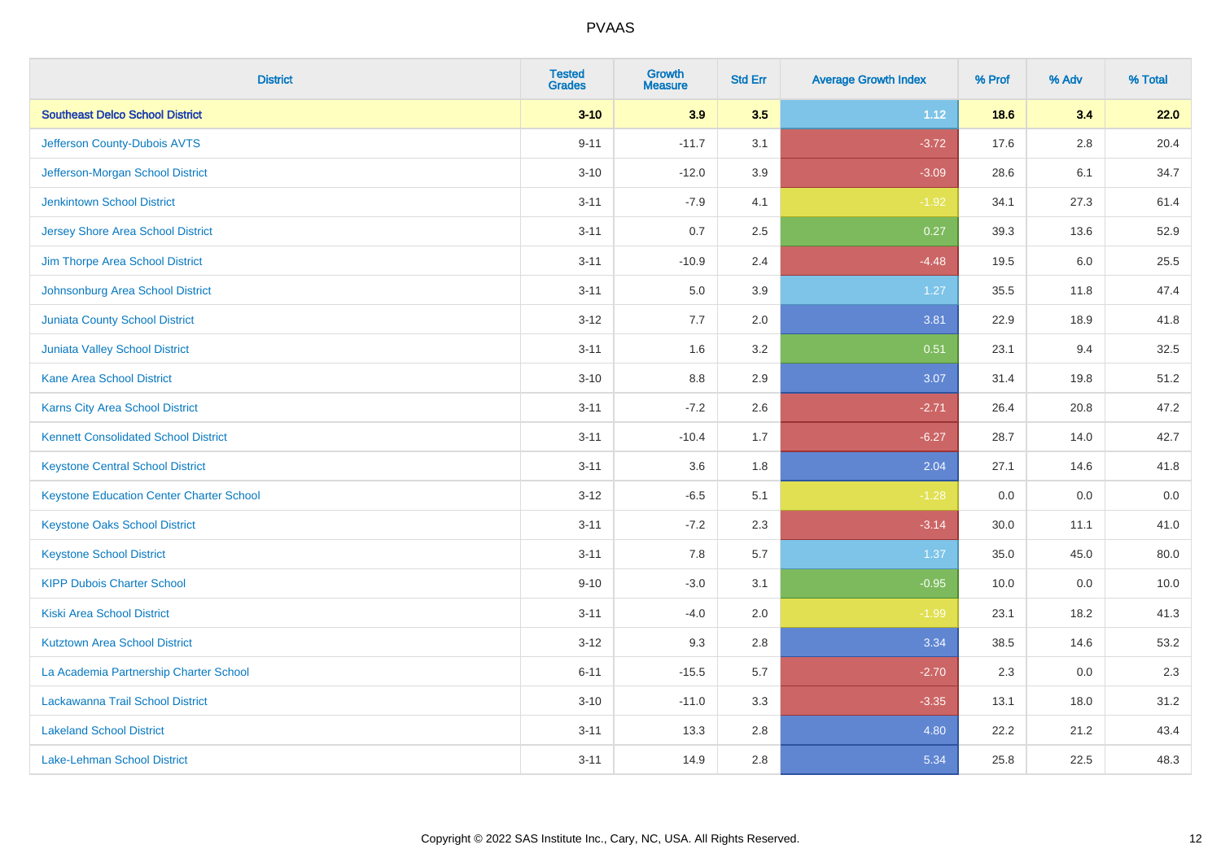| District | Tested Grades | Growth Measure | Std Err | Average Growth Index | % Prof | % Adv | % Total |
|---|---|---|---|---|---|---|---|
| **Southeast Delco School District** | **3-10** | **3.9** | **3.5** | **1.12** | **18.6** | **3.4** | **22.0** |
| Jefferson County-Dubois AVTS | 9-11 | -11.7 | 3.1 | -3.72 | 17.6 | 2.8 | 20.4 |
| Jefferson-Morgan School District | 3-10 | -12.0 | 3.9 | -3.09 | 28.6 | 6.1 | 34.7 |
| Jenkintown School District | 3-11 | -7.9 | 4.1 | -1.92 | 34.1 | 27.3 | 61.4 |
| Jersey Shore Area School District | 3-11 | 0.7 | 2.5 | 0.27 | 39.3 | 13.6 | 52.9 |
| Jim Thorpe Area School District | 3-11 | -10.9 | 2.4 | -4.48 | 19.5 | 6.0 | 25.5 |
| Johnsonburg Area School District | 3-11 | 5.0 | 3.9 | 1.27 | 35.5 | 11.8 | 47.4 |
| Juniata County School District | 3-12 | 7.7 | 2.0 | 3.81 | 22.9 | 18.9 | 41.8 |
| Juniata Valley School District | 3-11 | 1.6 | 3.2 | 0.51 | 23.1 | 9.4 | 32.5 |
| Kane Area School District | 3-10 | 8.8 | 2.9 | 3.07 | 31.4 | 19.8 | 51.2 |
| Karns City Area School District | 3-11 | -7.2 | 2.6 | -2.71 | 26.4 | 20.8 | 47.2 |
| Kennett Consolidated School District | 3-11 | -10.4 | 1.7 | -6.27 | 28.7 | 14.0 | 42.7 |
| Keystone Central School District | 3-11 | 3.6 | 1.8 | 2.04 | 27.1 | 14.6 | 41.8 |
| Keystone Education Center Charter School | 3-12 | -6.5 | 5.1 | -1.28 | 0.0 | 0.0 | 0.0 |
| Keystone Oaks School District | 3-11 | -7.2 | 2.3 | -3.14 | 30.0 | 11.1 | 41.0 |
| Keystone School District | 3-11 | 7.8 | 5.7 | 1.37 | 35.0 | 45.0 | 80.0 |
| KIPP Dubois Charter School | 9-10 | -3.0 | 3.1 | -0.95 | 10.0 | 0.0 | 10.0 |
| Kiski Area School District | 3-11 | -4.0 | 2.0 | -1.99 | 23.1 | 18.2 | 41.3 |
| Kutztown Area School District | 3-12 | 9.3 | 2.8 | 3.34 | 38.5 | 14.6 | 53.2 |
| La Academia Partnership Charter School | 6-11 | -15.5 | 5.7 | -2.70 | 2.3 | 0.0 | 2.3 |
| Lackawanna Trail School District | 3-10 | -11.0 | 3.3 | -3.35 | 13.1 | 18.0 | 31.2 |
| Lakeland School District | 3-11 | 13.3 | 2.8 | 4.80 | 22.2 | 21.2 | 43.4 |
| Lake-Lehman School District | 3-11 | 14.9 | 2.8 | 5.34 | 25.8 | 22.5 | 48.3 |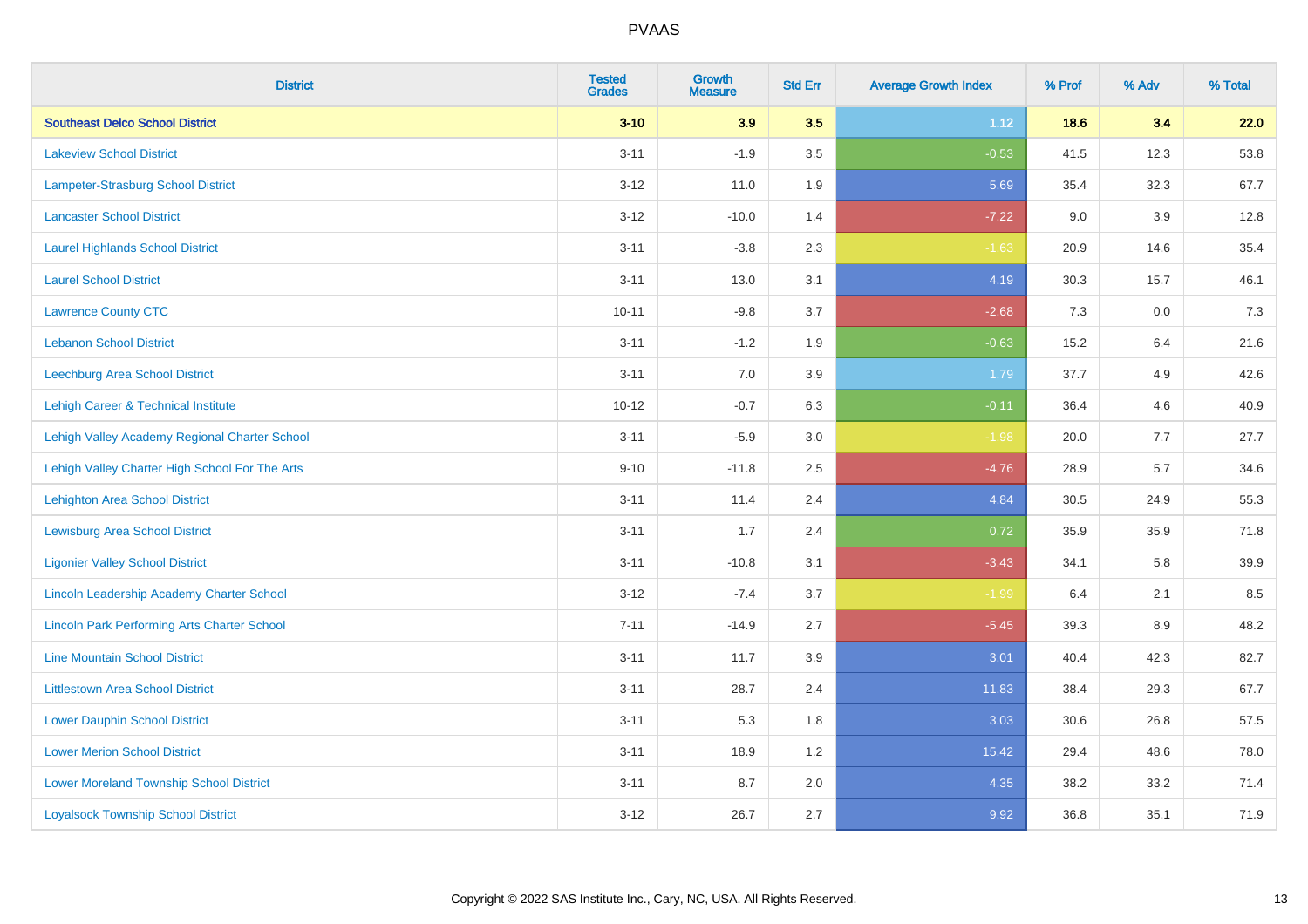| District | Tested Grades | Growth Measure | Std Err | Average Growth Index | % Prof | % Adv | % Total |
|---|---|---|---|---|---|---|---|
| **Southeast Delco School District** | **3-10** | **3.9** | **3.5** | **1.12** | **18.6** | **3.4** | **22.0** |
| Lakeview School District | 3-11 | -1.9 | 3.5 | -0.53 | 41.5 | 12.3 | 53.8 |
| Lampeter-Strasburg School District | 3-12 | 11.0 | 1.9 | 5.69 | 35.4 | 32.3 | 67.7 |
| Lancaster School District | 3-12 | -10.0 | 1.4 | -7.22 | 9.0 | 3.9 | 12.8 |
| Laurel Highlands School District | 3-11 | -3.8 | 2.3 | -1.63 | 20.9 | 14.6 | 35.4 |
| Laurel School District | 3-11 | 13.0 | 3.1 | 4.19 | 30.3 | 15.7 | 46.1 |
| Lawrence County CTC | 10-11 | -9.8 | 3.7 | -2.68 | 7.3 | 0.0 | 7.3 |
| Lebanon School District | 3-11 | -1.2 | 1.9 | -0.63 | 15.2 | 6.4 | 21.6 |
| Leechburg Area School District | 3-11 | 7.0 | 3.9 | 1.79 | 37.7 | 4.9 | 42.6 |
| Lehigh Career & Technical Institute | 10-12 | -0.7 | 6.3 | -0.11 | 36.4 | 4.6 | 40.9 |
| Lehigh Valley Academy Regional Charter School | 3-11 | -5.9 | 3.0 | -1.98 | 20.0 | 7.7 | 27.7 |
| Lehigh Valley Charter High School For The Arts | 9-10 | -11.8 | 2.5 | -4.76 | 28.9 | 5.7 | 34.6 |
| Lehighton Area School District | 3-11 | 11.4 | 2.4 | 4.84 | 30.5 | 24.9 | 55.3 |
| Lewisburg Area School District | 3-11 | 1.7 | 2.4 | 0.72 | 35.9 | 35.9 | 71.8 |
| Ligonier Valley School District | 3-11 | -10.8 | 3.1 | -3.43 | 34.1 | 5.8 | 39.9 |
| Lincoln Leadership Academy Charter School | 3-12 | -7.4 | 3.7 | -1.99 | 6.4 | 2.1 | 8.5 |
| Lincoln Park Performing Arts Charter School | 7-11 | -14.9 | 2.7 | -5.45 | 39.3 | 8.9 | 48.2 |
| Line Mountain School District | 3-11 | 11.7 | 3.9 | 3.01 | 40.4 | 42.3 | 82.7 |
| Littlestown Area School District | 3-11 | 28.7 | 2.4 | 11.83 | 38.4 | 29.3 | 67.7 |
| Lower Dauphin School District | 3-11 | 5.3 | 1.8 | 3.03 | 30.6 | 26.8 | 57.5 |
| Lower Merion School District | 3-11 | 18.9 | 1.2 | 15.42 | 29.4 | 48.6 | 78.0 |
| Lower Moreland Township School District | 3-11 | 8.7 | 2.0 | 4.35 | 38.2 | 33.2 | 71.4 |
| Loyalsock Township School District | 3-12 | 26.7 | 2.7 | 9.92 | 36.8 | 35.1 | 71.9 |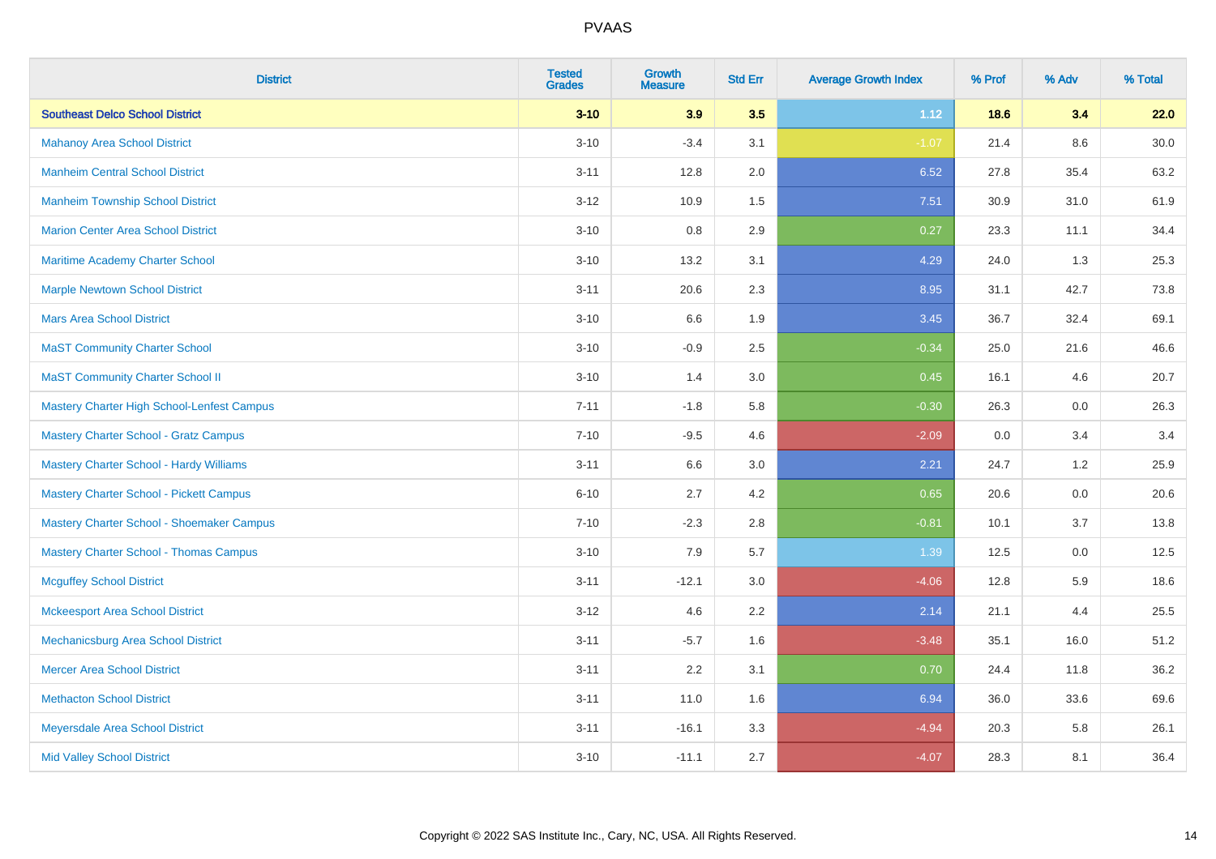| District | Tested Grades | Growth Measure | Std Err | Average Growth Index | % Prof | % Adv | % Total |
|---|---|---|---|---|---|---|---|
| **Southeast Delco School District** | **3-10** | **3.9** | **3.5** | **1.12** | **18.6** | **3.4** | **22.0** |
| Mahanoy Area School District | 3-10 | -3.4 | 3.1 | -1.07 | 21.4 | 8.6 | 30.0 |
| Manheim Central School District | 3-11 | 12.8 | 2.0 | 6.52 | 27.8 | 35.4 | 63.2 |
| Manheim Township School District | 3-12 | 10.9 | 1.5 | 7.51 | 30.9 | 31.0 | 61.9 |
| Marion Center Area School District | 3-10 | 0.8 | 2.9 | 0.27 | 23.3 | 11.1 | 34.4 |
| Maritime Academy Charter School | 3-10 | 13.2 | 3.1 | 4.29 | 24.0 | 1.3 | 25.3 |
| Marple Newtown School District | 3-11 | 20.6 | 2.3 | 8.95 | 31.1 | 42.7 | 73.8 |
| Mars Area School District | 3-10 | 6.6 | 1.9 | 3.45 | 36.7 | 32.4 | 69.1 |
| MaST Community Charter School | 3-10 | -0.9 | 2.5 | -0.34 | 25.0 | 21.6 | 46.6 |
| MaST Community Charter School II | 3-10 | 1.4 | 3.0 | 0.45 | 16.1 | 4.6 | 20.7 |
| Mastery Charter High School-Lenfest Campus | 7-11 | -1.8 | 5.8 | -0.30 | 26.3 | 0.0 | 26.3 |
| Mastery Charter School - Gratz Campus | 7-10 | -9.5 | 4.6 | -2.09 | 0.0 | 3.4 | 3.4 |
| Mastery Charter School - Hardy Williams | 3-11 | 6.6 | 3.0 | 2.21 | 24.7 | 1.2 | 25.9 |
| Mastery Charter School - Pickett Campus | 6-10 | 2.7 | 4.2 | 0.65 | 20.6 | 0.0 | 20.6 |
| Mastery Charter School - Shoemaker Campus | 7-10 | -2.3 | 2.8 | -0.81 | 10.1 | 3.7 | 13.8 |
| Mastery Charter School - Thomas Campus | 3-10 | 7.9 | 5.7 | 1.39 | 12.5 | 0.0 | 12.5 |
| Mcguffey School District | 3-11 | -12.1 | 3.0 | -4.06 | 12.8 | 5.9 | 18.6 |
| Mckeesport Area School District | 3-12 | 4.6 | 2.2 | 2.14 | 21.1 | 4.4 | 25.5 |
| Mechanicsburg Area School District | 3-11 | -5.7 | 1.6 | -3.48 | 35.1 | 16.0 | 51.2 |
| Mercer Area School District | 3-11 | 2.2 | 3.1 | 0.70 | 24.4 | 11.8 | 36.2 |
| Methacton School District | 3-11 | 11.0 | 1.6 | 6.94 | 36.0 | 33.6 | 69.6 |
| Meyersdale Area School District | 3-11 | -16.1 | 3.3 | -4.94 | 20.3 | 5.8 | 26.1 |
| Mid Valley School District | 3-10 | -11.1 | 2.7 | -4.07 | 28.3 | 8.1 | 36.4 |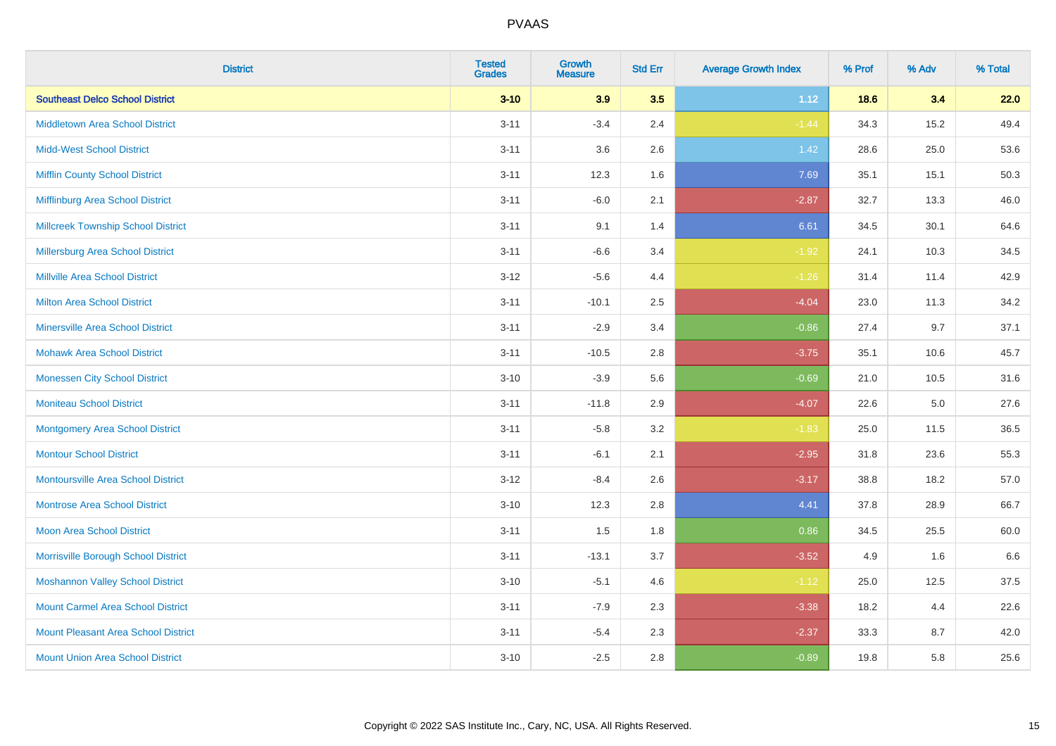| District | Tested Grades | Growth Measure | Std Err | Average Growth Index | % Prof | % Adv | % Total |
|---|---|---|---|---|---|---|---|
| **Southeast Delco School District** | **3-10** | **3.9** | **3.5** | **1.12** | **18.6** | **3.4** | **22.0** |
| Middletown Area School District | 3-11 | -3.4 | 2.4 | -1.44 | 34.3 | 15.2 | 49.4 |
| Midd-West School District | 3-11 | 3.6 | 2.6 | 1.42 | 28.6 | 25.0 | 53.6 |
| Mifflin County School District | 3-11 | 12.3 | 1.6 | 7.69 | 35.1 | 15.1 | 50.3 |
| Mifflinburg Area School District | 3-11 | -6.0 | 2.1 | -2.87 | 32.7 | 13.3 | 46.0 |
| Millcreek Township School District | 3-11 | 9.1 | 1.4 | 6.61 | 34.5 | 30.1 | 64.6 |
| Millersburg Area School District | 3-11 | -6.6 | 3.4 | -1.92 | 24.1 | 10.3 | 34.5 |
| Millville Area School District | 3-12 | -5.6 | 4.4 | -1.26 | 31.4 | 11.4 | 42.9 |
| Milton Area School District | 3-11 | -10.1 | 2.5 | -4.04 | 23.0 | 11.3 | 34.2 |
| Minersville Area School District | 3-11 | -2.9 | 3.4 | -0.86 | 27.4 | 9.7 | 37.1 |
| Mohawk Area School District | 3-11 | -10.5 | 2.8 | -3.75 | 35.1 | 10.6 | 45.7 |
| Monessen City School District | 3-10 | -3.9 | 5.6 | -0.69 | 21.0 | 10.5 | 31.6 |
| Moniteau School District | 3-11 | -11.8 | 2.9 | -4.07 | 22.6 | 5.0 | 27.6 |
| Montgomery Area School District | 3-11 | -5.8 | 3.2 | -1.83 | 25.0 | 11.5 | 36.5 |
| Montour School District | 3-11 | -6.1 | 2.1 | -2.95 | 31.8 | 23.6 | 55.3 |
| Montoursville Area School District | 3-12 | -8.4 | 2.6 | -3.17 | 38.8 | 18.2 | 57.0 |
| Montrose Area School District | 3-10 | 12.3 | 2.8 | 4.41 | 37.8 | 28.9 | 66.7 |
| Moon Area School District | 3-11 | 1.5 | 1.8 | 0.86 | 34.5 | 25.5 | 60.0 |
| Morrisville Borough School District | 3-11 | -13.1 | 3.7 | -3.52 | 4.9 | 1.6 | 6.6 |
| Moshannon Valley School District | 3-10 | -5.1 | 4.6 | -1.12 | 25.0 | 12.5 | 37.5 |
| Mount Carmel Area School District | 3-11 | -7.9 | 2.3 | -3.38 | 18.2 | 4.4 | 22.6 |
| Mount Pleasant Area School District | 3-11 | -5.4 | 2.3 | -2.37 | 33.3 | 8.7 | 42.0 |
| Mount Union Area School District | 3-10 | -2.5 | 2.8 | -0.89 | 19.8 | 5.8 | 25.6 |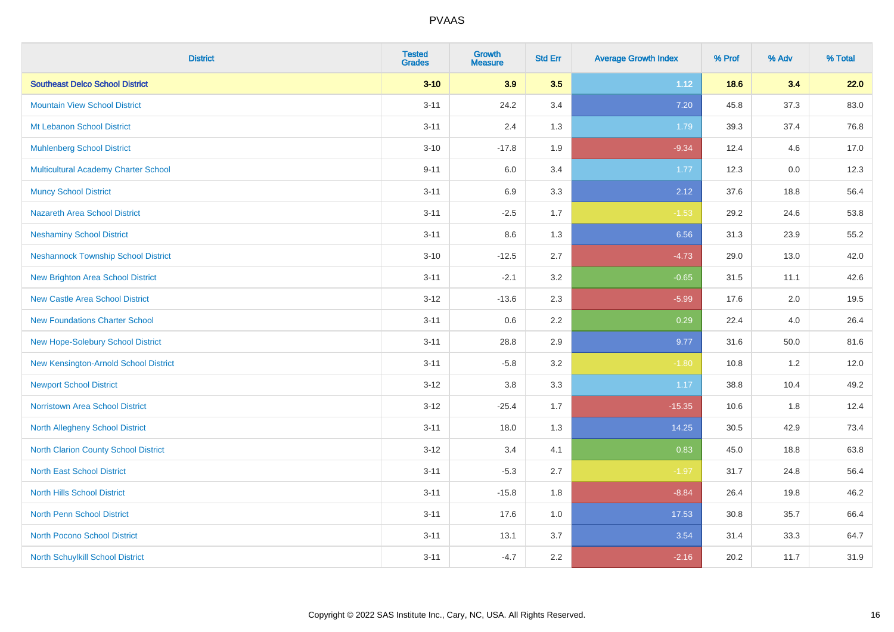| District | Tested Grades | Growth Measure | Std Err | Average Growth Index | % Prof | % Adv | % Total |
|---|---|---|---|---|---|---|---|
| **Southeast Delco School District** | **3-10** | **3.9** | **3.5** | **1.12** | **18.6** | **3.4** | **22.0** |
| Mountain View School District | 3-11 | 24.2 | 3.4 | 7.20 | 45.8 | 37.3 | 83.0 |
| Mt Lebanon School District | 3-11 | 2.4 | 1.3 | 1.79 | 39.3 | 37.4 | 76.8 |
| Muhlenberg School District | 3-10 | -17.8 | 1.9 | -9.34 | 12.4 | 4.6 | 17.0 |
| Multicultural Academy Charter School | 9-11 | 6.0 | 3.4 | 1.77 | 12.3 | 0.0 | 12.3 |
| Muncy School District | 3-11 | 6.9 | 3.3 | 2.12 | 37.6 | 18.8 | 56.4 |
| Nazareth Area School District | 3-11 | -2.5 | 1.7 | -1.53 | 29.2 | 24.6 | 53.8 |
| Neshaminy School District | 3-11 | 8.6 | 1.3 | 6.56 | 31.3 | 23.9 | 55.2 |
| Neshannock Township School District | 3-10 | -12.5 | 2.7 | -4.73 | 29.0 | 13.0 | 42.0 |
| New Brighton Area School District | 3-11 | -2.1 | 3.2 | -0.65 | 31.5 | 11.1 | 42.6 |
| New Castle Area School District | 3-12 | -13.6 | 2.3 | -5.99 | 17.6 | 2.0 | 19.5 |
| New Foundations Charter School | 3-11 | 0.6 | 2.2 | 0.29 | 22.4 | 4.0 | 26.4 |
| New Hope-Solebury School District | 3-11 | 28.8 | 2.9 | 9.77 | 31.6 | 50.0 | 81.6 |
| New Kensington-Arnold School District | 3-11 | -5.8 | 3.2 | -1.80 | 10.8 | 1.2 | 12.0 |
| Newport School District | 3-12 | 3.8 | 3.3 | 1.17 | 38.8 | 10.4 | 49.2 |
| Norristown Area School District | 3-12 | -25.4 | 1.7 | -15.35 | 10.6 | 1.8 | 12.4 |
| North Allegheny School District | 3-11 | 18.0 | 1.3 | 14.25 | 30.5 | 42.9 | 73.4 |
| North Clarion County School District | 3-12 | 3.4 | 4.1 | 0.83 | 45.0 | 18.8 | 63.8 |
| North East School District | 3-11 | -5.3 | 2.7 | -1.97 | 31.7 | 24.8 | 56.4 |
| North Hills School District | 3-11 | -15.8 | 1.8 | -8.84 | 26.4 | 19.8 | 46.2 |
| North Penn School District | 3-11 | 17.6 | 1.0 | 17.53 | 30.8 | 35.7 | 66.4 |
| North Pocono School District | 3-11 | 13.1 | 3.7 | 3.54 | 31.4 | 33.3 | 64.7 |
| North Schuylkill School District | 3-11 | -4.7 | 2.2 | -2.16 | 20.2 | 11.7 | 31.9 |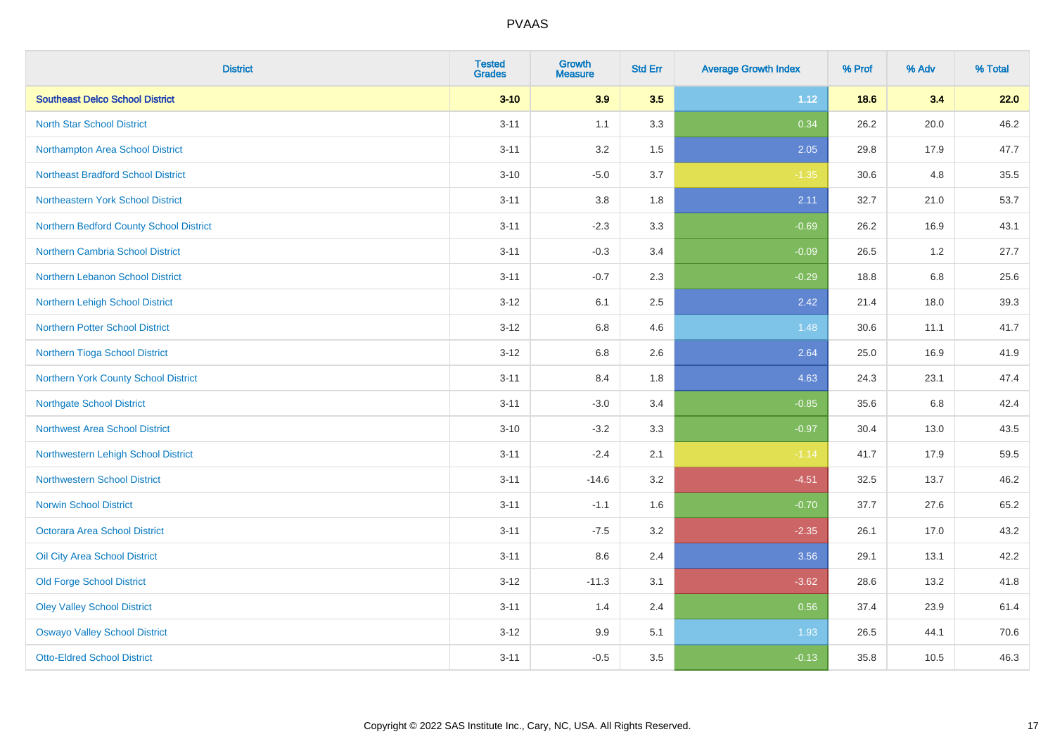| District | Tested Grades | Growth Measure | Std Err | Average Growth Index | % Prof | % Adv | % Total |
|---|---|---|---|---|---|---|---|
| **Southeast Delco School District** | **3-10** | **3.9** | **3.5** | **1.12** | **18.6** | **3.4** | **22.0** |
| North Star School District | 3-11 | 1.1 | 3.3 | 0.34 | 26.2 | 20.0 | 46.2 |
| Northampton Area School District | 3-11 | 3.2 | 1.5 | 2.05 | 29.8 | 17.9 | 47.7 |
| Northeast Bradford School District | 3-10 | -5.0 | 3.7 | -1.35 | 30.6 | 4.8 | 35.5 |
| Northeastern York School District | 3-11 | 3.8 | 1.8 | 2.11 | 32.7 | 21.0 | 53.7 |
| Northern Bedford County School District | 3-11 | -2.3 | 3.3 | -0.69 | 26.2 | 16.9 | 43.1 |
| Northern Cambria School District | 3-11 | -0.3 | 3.4 | -0.09 | 26.5 | 1.2 | 27.7 |
| Northern Lebanon School District | 3-11 | -0.7 | 2.3 | -0.29 | 18.8 | 6.8 | 25.6 |
| Northern Lehigh School District | 3-12 | 6.1 | 2.5 | 2.42 | 21.4 | 18.0 | 39.3 |
| Northern Potter School District | 3-12 | 6.8 | 4.6 | 1.48 | 30.6 | 11.1 | 41.7 |
| Northern Tioga School District | 3-12 | 6.8 | 2.6 | 2.64 | 25.0 | 16.9 | 41.9 |
| Northern York County School District | 3-11 | 8.4 | 1.8 | 4.63 | 24.3 | 23.1 | 47.4 |
| Northgate School District | 3-11 | -3.0 | 3.4 | -0.85 | 35.6 | 6.8 | 42.4 |
| Northwest Area School District | 3-10 | -3.2 | 3.3 | -0.97 | 30.4 | 13.0 | 43.5 |
| Northwestern Lehigh School District | 3-11 | -2.4 | 2.1 | -1.14 | 41.7 | 17.9 | 59.5 |
| Northwestern School District | 3-11 | -14.6 | 3.2 | -4.51 | 32.5 | 13.7 | 46.2 |
| Norwin School District | 3-11 | -1.1 | 1.6 | -0.70 | 37.7 | 27.6 | 65.2 |
| Octorara Area School District | 3-11 | -7.5 | 3.2 | -2.35 | 26.1 | 17.0 | 43.2 |
| Oil City Area School District | 3-11 | 8.6 | 2.4 | 3.56 | 29.1 | 13.1 | 42.2 |
| Old Forge School District | 3-12 | -11.3 | 3.1 | -3.62 | 28.6 | 13.2 | 41.8 |
| Oley Valley School District | 3-11 | 1.4 | 2.4 | 0.56 | 37.4 | 23.9 | 61.4 |
| Oswayo Valley School District | 3-12 | 9.9 | 5.1 | 1.93 | 26.5 | 44.1 | 70.6 |
| Otto-Eldred School District | 3-11 | -0.5 | 3.5 | -0.13 | 35.8 | 10.5 | 46.3 |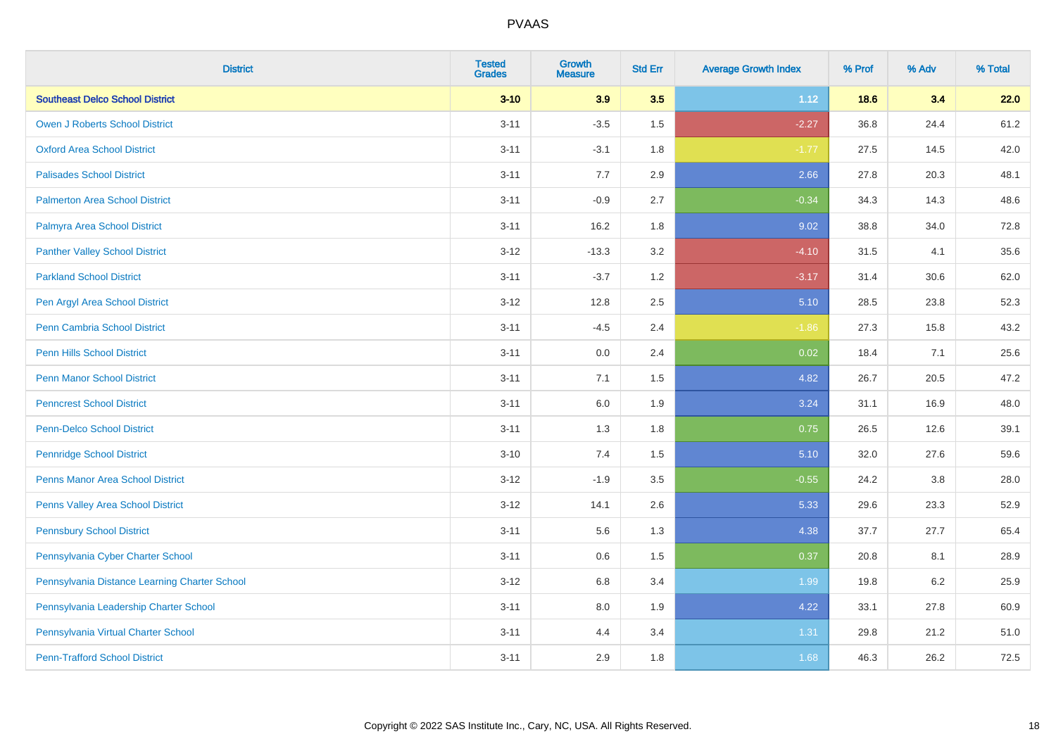| District | Tested Grades | Growth Measure | Std Err | Average Growth Index | % Prof | % Adv | % Total |
|---|---|---|---|---|---|---|---|
| **Southeast Delco School District** | **3-10** | **3.9** | **3.5** | **1.12** | **18.6** | **3.4** | **22.0** |
| Owen J Roberts School District | 3-11 | -3.5 | 1.5 | -2.27 | 36.8 | 24.4 | 61.2 |
| Oxford Area School District | 3-11 | -3.1 | 1.8 | -1.77 | 27.5 | 14.5 | 42.0 |
| Palisades School District | 3-11 | 7.7 | 2.9 | 2.66 | 27.8 | 20.3 | 48.1 |
| Palmerton Area School District | 3-11 | -0.9 | 2.7 | -0.34 | 34.3 | 14.3 | 48.6 |
| Palmyra Area School District | 3-11 | 16.2 | 1.8 | 9.02 | 38.8 | 34.0 | 72.8 |
| Panther Valley School District | 3-12 | -13.3 | 3.2 | -4.10 | 31.5 | 4.1 | 35.6 |
| Parkland School District | 3-11 | -3.7 | 1.2 | -3.17 | 31.4 | 30.6 | 62.0 |
| Pen Argyl Area School District | 3-12 | 12.8 | 2.5 | 5.10 | 28.5 | 23.8 | 52.3 |
| Penn Cambria School District | 3-11 | -4.5 | 2.4 | -1.86 | 27.3 | 15.8 | 43.2 |
| Penn Hills School District | 3-11 | 0.0 | 2.4 | 0.02 | 18.4 | 7.1 | 25.6 |
| Penn Manor School District | 3-11 | 7.1 | 1.5 | 4.82 | 26.7 | 20.5 | 47.2 |
| Penncrest School District | 3-11 | 6.0 | 1.9 | 3.24 | 31.1 | 16.9 | 48.0 |
| Penn-Delco School District | 3-11 | 1.3 | 1.8 | 0.75 | 26.5 | 12.6 | 39.1 |
| Pennridge School District | 3-10 | 7.4 | 1.5 | 5.10 | 32.0 | 27.6 | 59.6 |
| Penns Manor Area School District | 3-12 | -1.9 | 3.5 | -0.55 | 24.2 | 3.8 | 28.0 |
| Penns Valley Area School District | 3-12 | 14.1 | 2.6 | 5.33 | 29.6 | 23.3 | 52.9 |
| Pennsbury School District | 3-11 | 5.6 | 1.3 | 4.38 | 37.7 | 27.7 | 65.4 |
| Pennsylvania Cyber Charter School | 3-11 | 0.6 | 1.5 | 0.37 | 20.8 | 8.1 | 28.9 |
| Pennsylvania Distance Learning Charter School | 3-12 | 6.8 | 3.4 | 1.99 | 19.8 | 6.2 | 25.9 |
| Pennsylvania Leadership Charter School | 3-11 | 8.0 | 1.9 | 4.22 | 33.1 | 27.8 | 60.9 |
| Pennsylvania Virtual Charter School | 3-11 | 4.4 | 3.4 | 1.31 | 29.8 | 21.2 | 51.0 |
| Penn-Trafford School District | 3-11 | 2.9 | 1.8 | 1.68 | 46.3 | 26.2 | 72.5 |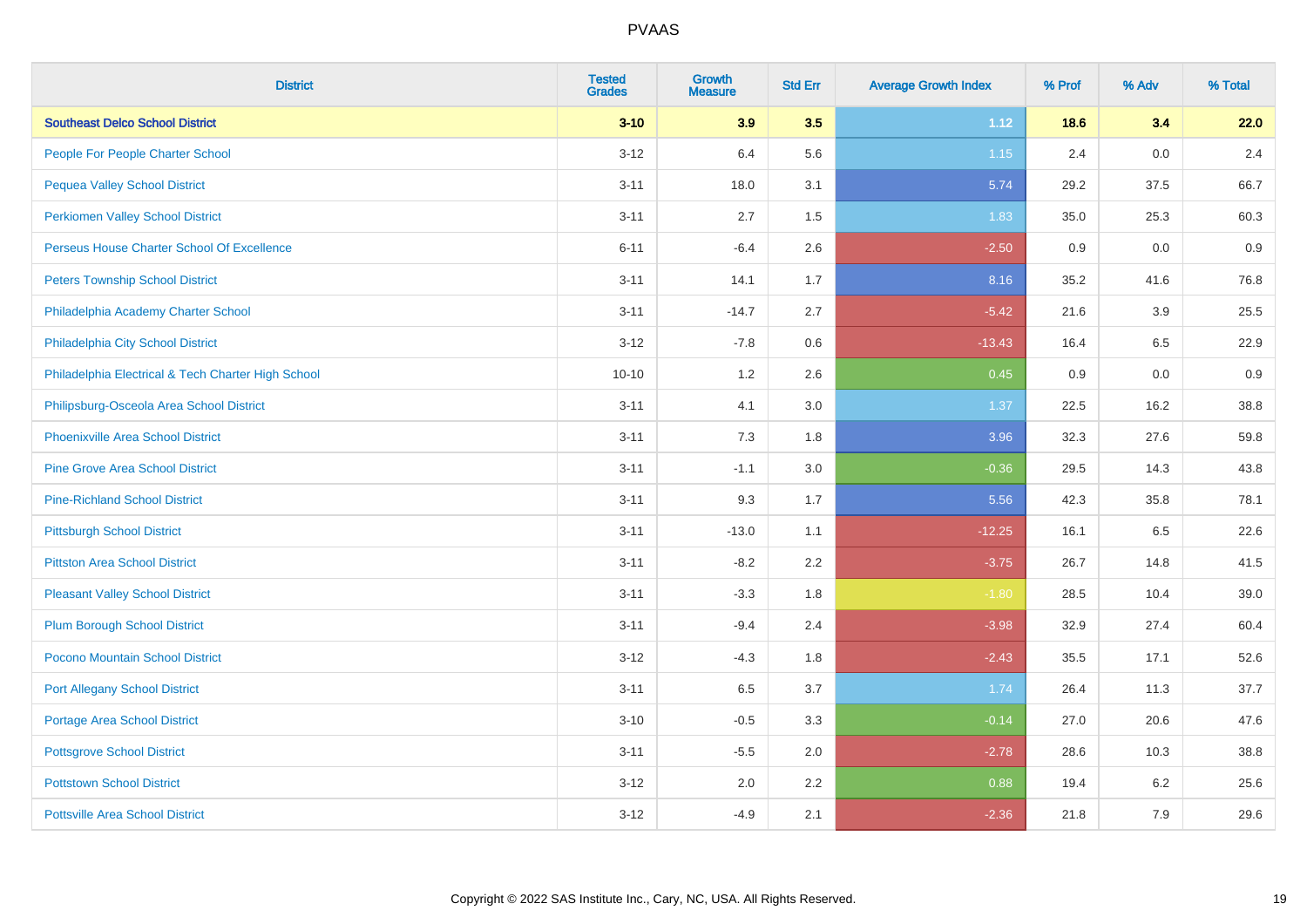# PVAAS

| District | Tested Grades | Growth Measure | Std Err | Average Growth Index | % Prof | % Adv | % Total |
|---|---|---|---|---|---|---|---|
| **Southeast Delco School District** | **3-10** | **3.9** | **3.5** | **1.12** | **18.6** | **3.4** | **22.0** |
| People For People Charter School | 3-12 | 6.4 | 5.6 | 1.15 | 2.4 | 0.0 | 2.4 |
| Pequea Valley School District | 3-11 | 18.0 | 3.1 | 5.74 | 29.2 | 37.5 | 66.7 |
| Perkiomen Valley School District | 3-11 | 2.7 | 1.5 | 1.83 | 35.0 | 25.3 | 60.3 |
| Perseus House Charter School Of Excellence | 6-11 | -6.4 | 2.6 | -2.50 | 0.9 | 0.0 | 0.9 |
| Peters Township School District | 3-11 | 14.1 | 1.7 | 8.16 | 35.2 | 41.6 | 76.8 |
| Philadelphia Academy Charter School | 3-11 | -14.7 | 2.7 | -5.42 | 21.6 | 3.9 | 25.5 |
| Philadelphia City School District | 3-12 | -7.8 | 0.6 | -13.43 | 16.4 | 6.5 | 22.9 |
| Philadelphia Electrical & Tech Charter High School | 10-10 | 1.2 | 2.6 | 0.45 | 0.9 | 0.0 | 0.9 |
| Philipsburg-Osceola Area School District | 3-11 | 4.1 | 3.0 | 1.37 | 22.5 | 16.2 | 38.8 |
| Phoenixville Area School District | 3-11 | 7.3 | 1.8 | 3.96 | 32.3 | 27.6 | 59.8 |
| Pine Grove Area School District | 3-11 | -1.1 | 3.0 | -0.36 | 29.5 | 14.3 | 43.8 |
| Pine-Richland School District | 3-11 | 9.3 | 1.7 | 5.56 | 42.3 | 35.8 | 78.1 |
| Pittsburgh School District | 3-11 | -13.0 | 1.1 | -12.25 | 16.1 | 6.5 | 22.6 |
| Pittston Area School District | 3-11 | -8.2 | 2.2 | -3.75 | 26.7 | 14.8 | 41.5 |
| Pleasant Valley School District | 3-11 | -3.3 | 1.8 | -1.80 | 28.5 | 10.4 | 39.0 |
| Plum Borough School District | 3-11 | -9.4 | 2.4 | -3.98 | 32.9 | 27.4 | 60.4 |
| Pocono Mountain School District | 3-12 | -4.3 | 1.8 | -2.43 | 35.5 | 17.1 | 52.6 |
| Port Allegany School District | 3-11 | 6.5 | 3.7 | 1.74 | 26.4 | 11.3 | 37.7 |
| Portage Area School District | 3-10 | -0.5 | 3.3 | -0.14 | 27.0 | 20.6 | 47.6 |
| Pottsgrove School District | 3-11 | -5.5 | 2.0 | -2.78 | 28.6 | 10.3 | 38.8 |
| Pottstown School District | 3-12 | 2.0 | 2.2 | 0.88 | 19.4 | 6.2 | 25.6 |
| Pottsville Area School District | 3-12 | -4.9 | 2.1 | -2.36 | 21.8 | 7.9 | 29.6 |

Copyright © 2022 SAS Institute Inc., Cary, NC, USA. All Rights Reserved.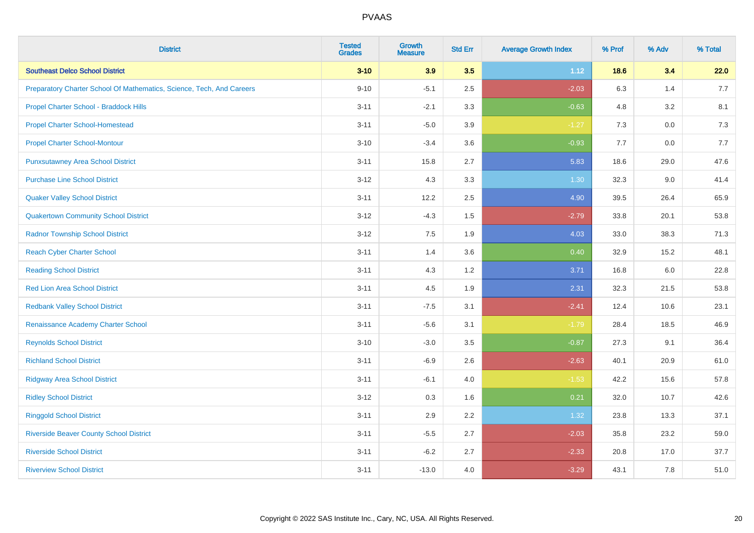| District | Tested Grades | Growth Measure | Std Err | Average Growth Index | % Prof | % Adv | % Total |
|---|---|---|---|---|---|---|---|
| **Southeast Delco School District** | **3-10** | **3.9** | **3.5** | **1.12** | **18.6** | **3.4** | **22.0** |
| Preparatory Charter School Of Mathematics, Science, Tech, And Careers | 9-10 | -5.1 | 2.5 | -2.03 | 6.3 | 1.4 | 7.7 |
| Propel Charter School - Braddock Hills | 3-11 | -2.1 | 3.3 | -0.63 | 4.8 | 3.2 | 8.1 |
| Propel Charter School-Homestead | 3-11 | -5.0 | 3.9 | -1.27 | 7.3 | 0.0 | 7.3 |
| Propel Charter School-Montour | 3-10 | -3.4 | 3.6 | -0.93 | 7.7 | 0.0 | 7.7 |
| Punxsutawney Area School District | 3-11 | 15.8 | 2.7 | 5.83 | 18.6 | 29.0 | 47.6 |
| Purchase Line School District | 3-12 | 4.3 | 3.3 | 1.30 | 32.3 | 9.0 | 41.4 |
| Quaker Valley School District | 3-11 | 12.2 | 2.5 | 4.90 | 39.5 | 26.4 | 65.9 |
| Quakertown Community School District | 3-12 | -4.3 | 1.5 | -2.79 | 33.8 | 20.1 | 53.8 |
| Radnor Township School District | 3-12 | 7.5 | 1.9 | 4.03 | 33.0 | 38.3 | 71.3 |
| Reach Cyber Charter School | 3-11 | 1.4 | 3.6 | 0.40 | 32.9 | 15.2 | 48.1 |
| Reading School District | 3-11 | 4.3 | 1.2 | 3.71 | 16.8 | 6.0 | 22.8 |
| Red Lion Area School District | 3-11 | 4.5 | 1.9 | 2.31 | 32.3 | 21.5 | 53.8 |
| Redbank Valley School District | 3-11 | -7.5 | 3.1 | -2.41 | 12.4 | 10.6 | 23.1 |
| Renaissance Academy Charter School | 3-11 | -5.6 | 3.1 | -1.79 | 28.4 | 18.5 | 46.9 |
| Reynolds School District | 3-10 | -3.0 | 3.5 | -0.87 | 27.3 | 9.1 | 36.4 |
| Richland School District | 3-11 | -6.9 | 2.6 | -2.63 | 40.1 | 20.9 | 61.0 |
| Ridgway Area School District | 3-11 | -6.1 | 4.0 | -1.53 | 42.2 | 15.6 | 57.8 |
| Ridley School District | 3-12 | 0.3 | 1.6 | 0.21 | 32.0 | 10.7 | 42.6 |
| Ringgold School District | 3-11 | 2.9 | 2.2 | 1.32 | 23.8 | 13.3 | 37.1 |
| Riverside Beaver County School District | 3-11 | -5.5 | 2.7 | -2.03 | 35.8 | 23.2 | 59.0 |
| Riverside School District | 3-11 | -6.2 | 2.7 | -2.33 | 20.8 | 17.0 | 37.7 |
| Riverview School District | 3-11 | -13.0 | 4.0 | -3.29 | 43.1 | 7.8 | 51.0 |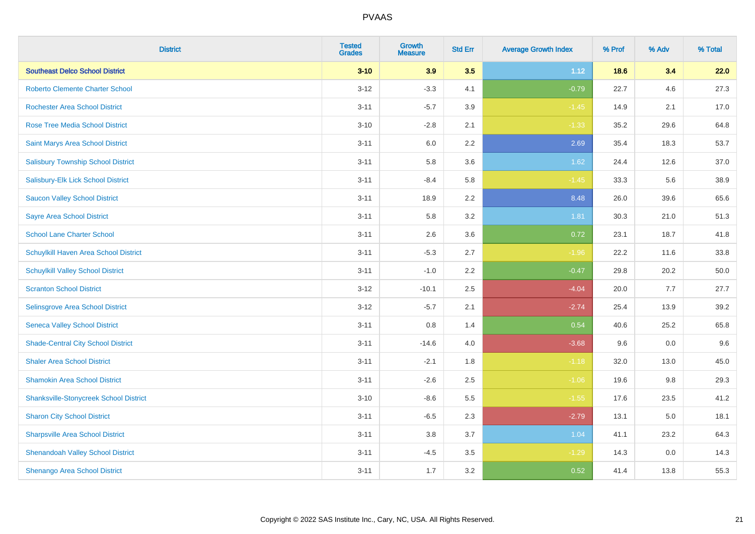# PVAAS

| District | Tested Grades | Growth Measure | Std Err | Average Growth Index | % Prof | % Adv | % Total |
|---|---|---|---|---|---|---|---|
| **Southeast Delco School District** | **3-10** | **3.9** | **3.5** | **1.12** | **18.6** | **3.4** | **22.0** |
| Roberto Clemente Charter School | 3-12 | -3.3 | 4.1 | -0.79 | 22.7 | 4.6 | 27.3 |
| Rochester Area School District | 3-11 | -5.7 | 3.9 | -1.45 | 14.9 | 2.1 | 17.0 |
| Rose Tree Media School District | 3-10 | -2.8 | 2.1 | -1.33 | 35.2 | 29.6 | 64.8 |
| Saint Marys Area School District | 3-11 | 6.0 | 2.2 | 2.69 | 35.4 | 18.3 | 53.7 |
| Salisbury Township School District | 3-11 | 5.8 | 3.6 | 1.62 | 24.4 | 12.6 | 37.0 |
| Salisbury-Elk Lick School District | 3-11 | -8.4 | 5.8 | -1.45 | 33.3 | 5.6 | 38.9 |
| Saucon Valley School District | 3-11 | 18.9 | 2.2 | 8.48 | 26.0 | 39.6 | 65.6 |
| Sayre Area School District | 3-11 | 5.8 | 3.2 | 1.81 | 30.3 | 21.0 | 51.3 |
| School Lane Charter School | 3-11 | 2.6 | 3.6 | 0.72 | 23.1 | 18.7 | 41.8 |
| Schuylkill Haven Area School District | 3-11 | -5.3 | 2.7 | -1.96 | 22.2 | 11.6 | 33.8 |
| Schuylkill Valley School District | 3-11 | -1.0 | 2.2 | -0.47 | 29.8 | 20.2 | 50.0 |
| Scranton School District | 3-12 | -10.1 | 2.5 | -4.04 | 20.0 | 7.7 | 27.7 |
| Selinsgrove Area School District | 3-12 | -5.7 | 2.1 | -2.74 | 25.4 | 13.9 | 39.2 |
| Seneca Valley School District | 3-11 | 0.8 | 1.4 | 0.54 | 40.6 | 25.2 | 65.8 |
| Shade-Central City School District | 3-11 | -14.6 | 4.0 | -3.68 | 9.6 | 0.0 | 9.6 |
| Shaler Area School District | 3-11 | -2.1 | 1.8 | -1.18 | 32.0 | 13.0 | 45.0 |
| Shamokin Area School District | 3-11 | -2.6 | 2.5 | -1.06 | 19.6 | 9.8 | 29.3 |
| Shanksville-Stonycreek School District | 3-10 | -8.6 | 5.5 | -1.55 | 17.6 | 23.5 | 41.2 |
| Sharon City School District | 3-11 | -6.5 | 2.3 | -2.79 | 13.1 | 5.0 | 18.1 |
| Sharpsville Area School District | 3-11 | 3.8 | 3.7 | 1.04 | 41.1 | 23.2 | 64.3 |
| Shenandoah Valley School District | 3-11 | -4.5 | 3.5 | -1.29 | 14.3 | 0.0 | 14.3 |
| Shenango Area School District | 3-11 | 1.7 | 3.2 | 0.52 | 41.4 | 13.8 | 55.3 |

Copyright © 2022 SAS Institute Inc., Cary, NC, USA. All Rights Reserved.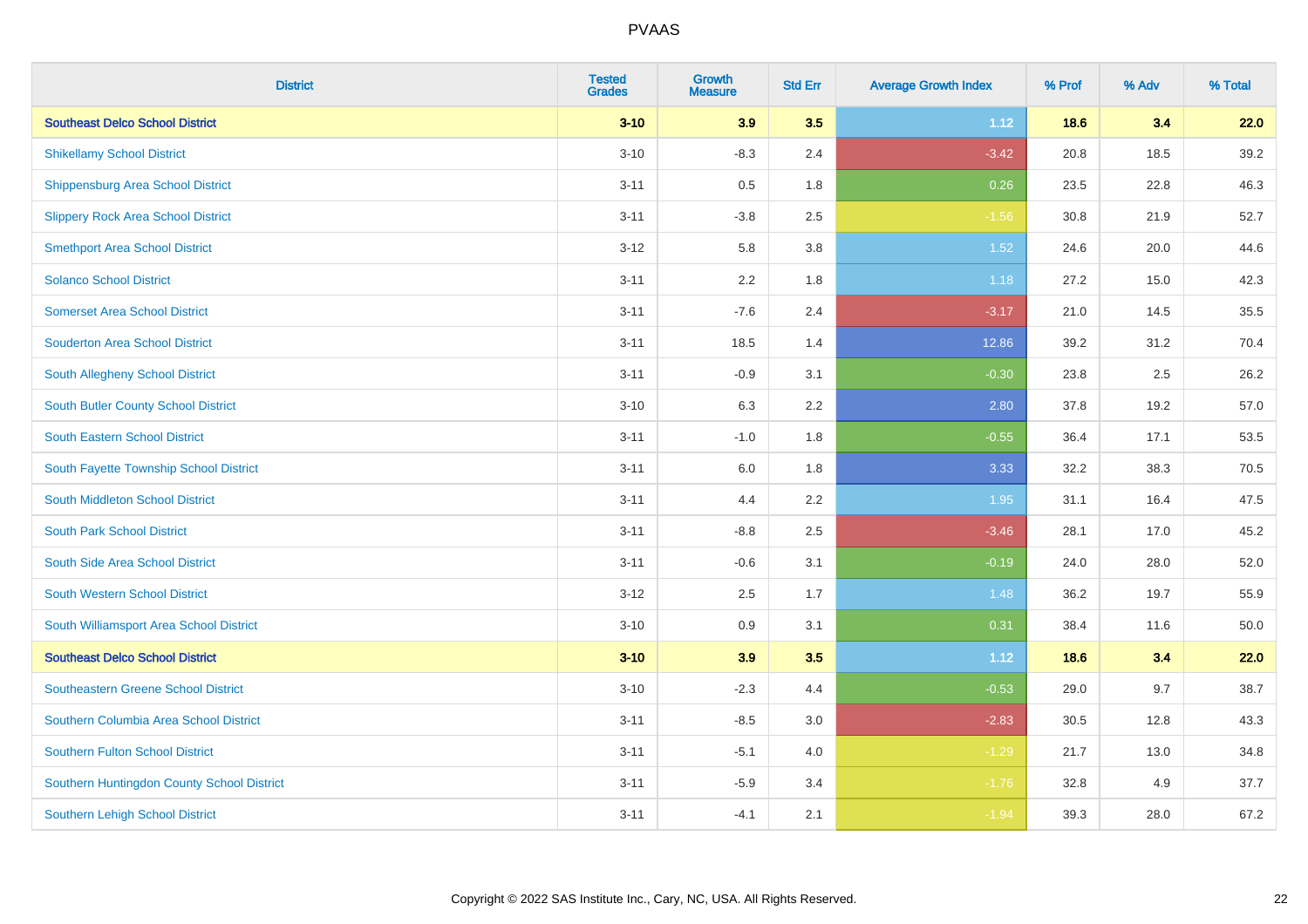# PVAAS

| District | Tested Grades | Growth Measure | Std Err | Average Growth Index | % Prof | % Adv | % Total |
|---|---|---|---|---|---|---|---|
| **Southeast Delco School District** | **3-10** | **3.9** | **3.5** | **1.12** | **18.6** | **3.4** | **22.0** |
| Shikellamy School District | 3-10 | -8.3 | 2.4 | -3.42 | 20.8 | 18.5 | 39.2 |
| Shippensburg Area School District | 3-11 | 0.5 | 1.8 | 0.26 | 23.5 | 22.8 | 46.3 |
| Slippery Rock Area School District | 3-11 | -3.8 | 2.5 | -1.56 | 30.8 | 21.9 | 52.7 |
| Smethport Area School District | 3-12 | 5.8 | 3.8 | 1.52 | 24.6 | 20.0 | 44.6 |
| Solanco School District | 3-11 | 2.2 | 1.8 | 1.18 | 27.2 | 15.0 | 42.3 |
| Somerset Area School District | 3-11 | -7.6 | 2.4 | -3.17 | 21.0 | 14.5 | 35.5 |
| Souderton Area School District | 3-11 | 18.5 | 1.4 | 12.86 | 39.2 | 31.2 | 70.4 |
| South Allegheny School District | 3-11 | -0.9 | 3.1 | -0.30 | 23.8 | 2.5 | 26.2 |
| South Butler County School District | 3-10 | 6.3 | 2.2 | 2.80 | 37.8 | 19.2 | 57.0 |
| South Eastern School District | 3-11 | -1.0 | 1.8 | -0.55 | 36.4 | 17.1 | 53.5 |
| South Fayette Township School District | 3-11 | 6.0 | 1.8 | 3.33 | 32.2 | 38.3 | 70.5 |
| South Middleton School District | 3-11 | 4.4 | 2.2 | 1.95 | 31.1 | 16.4 | 47.5 |
| South Park School District | 3-11 | -8.8 | 2.5 | -3.46 | 28.1 | 17.0 | 45.2 |
| South Side Area School District | 3-11 | -0.6 | 3.1 | -0.19 | 24.0 | 28.0 | 52.0 |
| South Western School District | 3-12 | 2.5 | 1.7 | 1.48 | 36.2 | 19.7 | 55.9 |
| South Williamsport Area School District | 3-10 | 0.9 | 3.1 | 0.31 | 38.4 | 11.6 | 50.0 |
| **Southeast Delco School District** | **3-10** | **3.9** | **3.5** | **1.12** | **18.6** | **3.4** | **22.0** |
| Southeastern Greene School District | 3-10 | -2.3 | 4.4 | -0.53 | 29.0 | 9.7 | 38.7 |
| Southern Columbia Area School District | 3-11 | -8.5 | 3.0 | -2.83 | 30.5 | 12.8 | 43.3 |
| Southern Fulton School District | 3-11 | -5.1 | 4.0 | -1.29 | 21.7 | 13.0 | 34.8 |
| Southern Huntingdon County School District | 3-11 | -5.9 | 3.4 | -1.76 | 32.8 | 4.9 | 37.7 |
| Southern Lehigh School District | 3-11 | -4.1 | 2.1 | -1.94 | 39.3 | 28.0 | 67.2 |

Copyright © 2022 SAS Institute Inc., Cary, NC, USA. All Rights Reserved.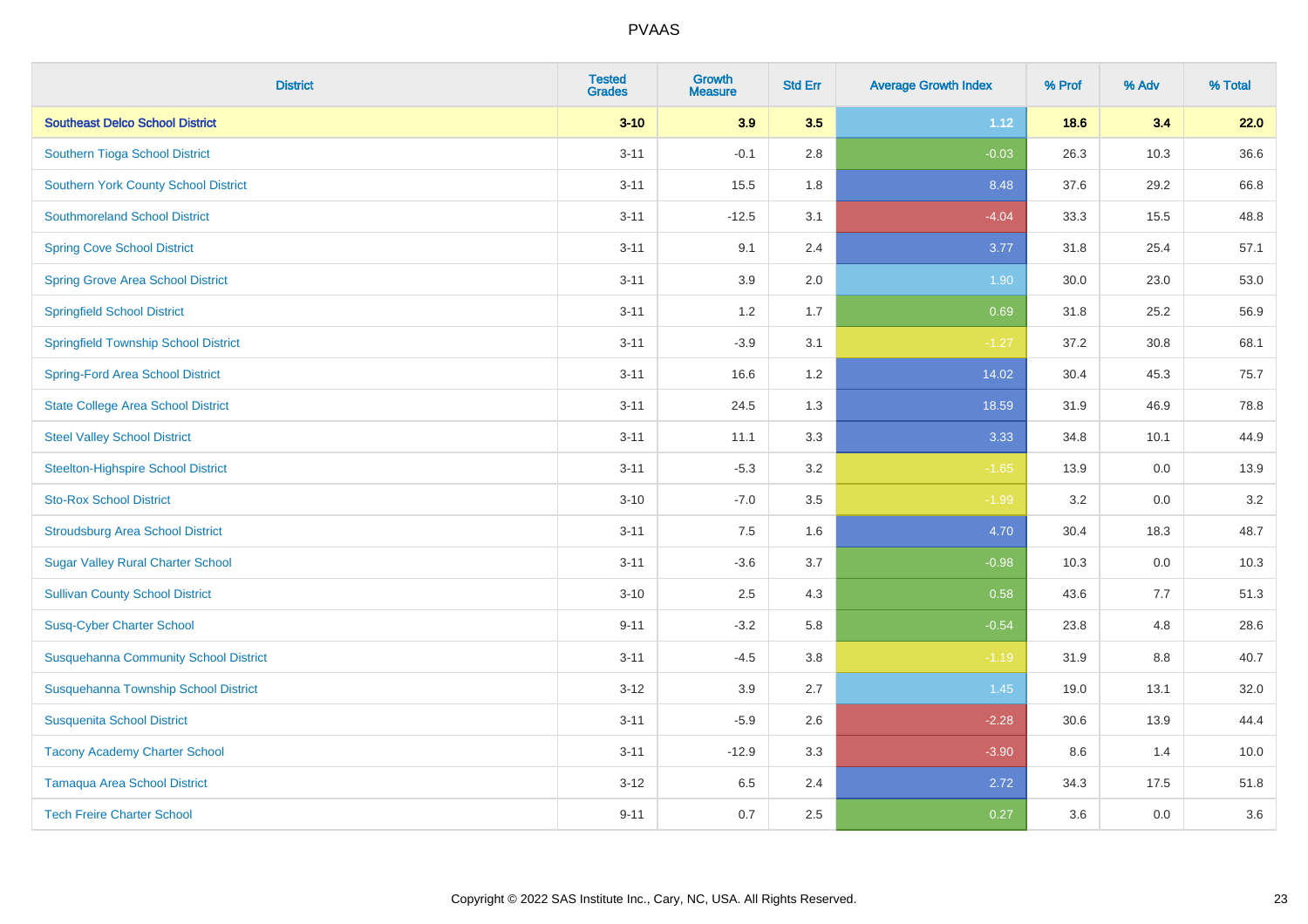| District | Tested Grades | Growth Measure | Std Err | Average Growth Index | % Prof | % Adv | % Total |
|---|---|---|---|---|---|---|---|
| **Southeast Delco School District** | **3-10** | **3.9** | **3.5** | **1.12** | **18.6** | **3.4** | **22.0** |
| Southern Tioga School District | 3-11 | -0.1 | 2.8 | -0.03 | 26.3 | 10.3 | 36.6 |
| Southern York County School District | 3-11 | 15.5 | 1.8 | 8.48 | 37.6 | 29.2 | 66.8 |
| Southmoreland School District | 3-11 | -12.5 | 3.1 | -4.04 | 33.3 | 15.5 | 48.8 |
| Spring Cove School District | 3-11 | 9.1 | 2.4 | 3.77 | 31.8 | 25.4 | 57.1 |
| Spring Grove Area School District | 3-11 | 3.9 | 2.0 | 1.90 | 30.0 | 23.0 | 53.0 |
| Springfield School District | 3-11 | 1.2 | 1.7 | 0.69 | 31.8 | 25.2 | 56.9 |
| Springfield Township School District | 3-11 | -3.9 | 3.1 | -1.27 | 37.2 | 30.8 | 68.1 |
| Spring-Ford Area School District | 3-11 | 16.6 | 1.2 | 14.02 | 30.4 | 45.3 | 75.7 |
| State College Area School District | 3-11 | 24.5 | 1.3 | 18.59 | 31.9 | 46.9 | 78.8 |
| Steel Valley School District | 3-11 | 11.1 | 3.3 | 3.33 | 34.8 | 10.1 | 44.9 |
| Steelton-Highspire School District | 3-11 | -5.3 | 3.2 | -1.65 | 13.9 | 0.0 | 13.9 |
| Sto-Rox School District | 3-10 | -7.0 | 3.5 | -1.99 | 3.2 | 0.0 | 3.2 |
| Stroudsburg Area School District | 3-11 | 7.5 | 1.6 | 4.70 | 30.4 | 18.3 | 48.7 |
| Sugar Valley Rural Charter School | 3-11 | -3.6 | 3.7 | -0.98 | 10.3 | 0.0 | 10.3 |
| Sullivan County School District | 3-10 | 2.5 | 4.3 | 0.58 | 43.6 | 7.7 | 51.3 |
| Susq-Cyber Charter School | 9-11 | -3.2 | 5.8 | -0.54 | 23.8 | 4.8 | 28.6 |
| Susquehanna Community School District | 3-11 | -4.5 | 3.8 | -1.19 | 31.9 | 8.8 | 40.7 |
| Susquehanna Township School District | 3-12 | 3.9 | 2.7 | 1.45 | 19.0 | 13.1 | 32.0 |
| Susquenita School District | 3-11 | -5.9 | 2.6 | -2.28 | 30.6 | 13.9 | 44.4 |
| Tacony Academy Charter School | 3-11 | -12.9 | 3.3 | -3.90 | 8.6 | 1.4 | 10.0 |
| Tamaqua Area School District | 3-12 | 6.5 | 2.4 | 2.72 | 34.3 | 17.5 | 51.8 |
| Tech Freire Charter School | 9-11 | 0.7 | 2.5 | 0.27 | 3.6 | 0.0 | 3.6 |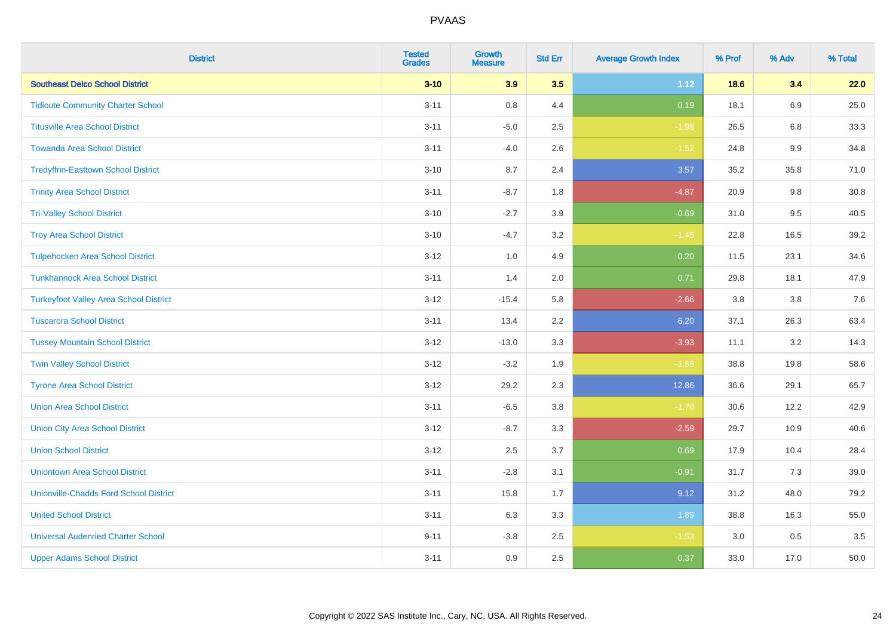# PVAAS

| District | Tested Grades | Growth Measure | Std Err | Average Growth Index | % Prof | % Adv | % Total |
|---|---|---|---|---|---|---|---|
| **Southeast Delco School District** | **3-10** | **3.9** | **3.5** | **1.12** | **18.6** | **3.4** | **22.0** |
| Tidioute Community Charter School | 3-11 | 0.8 | 4.4 | 0.19 | 18.1 | 6.9 | 25.0 |
| Titusville Area School District | 3-11 | -5.0 | 2.5 | -1.98 | 26.5 | 6.8 | 33.3 |
| Towanda Area School District | 3-11 | -4.0 | 2.6 | -1.52 | 24.8 | 9.9 | 34.8 |
| Tredyffrin-Easttown School District | 3-10 | 8.7 | 2.4 | 3.57 | 35.2 | 35.8 | 71.0 |
| Trinity Area School District | 3-11 | -8.7 | 1.8 | -4.87 | 20.9 | 9.8 | 30.8 |
| Tri-Valley School District | 3-10 | -2.7 | 3.9 | -0.69 | 31.0 | 9.5 | 40.5 |
| Troy Area School District | 3-10 | -4.7 | 3.2 | -1.46 | 22.8 | 16.5 | 39.2 |
| Tulpehocken Area School District | 3-12 | 1.0 | 4.9 | 0.20 | 11.5 | 23.1 | 34.6 |
| Tunkhannock Area School District | 3-11 | 1.4 | 2.0 | 0.71 | 29.8 | 18.1 | 47.9 |
| Turkeyfoot Valley Area School District | 3-12 | -15.4 | 5.8 | -2.66 | 3.8 | 3.8 | 7.6 |
| Tuscarora School District | 3-11 | 13.4 | 2.2 | 6.20 | 37.1 | 26.3 | 63.4 |
| Tussey Mountain School District | 3-12 | -13.0 | 3.3 | -3.93 | 11.1 | 3.2 | 14.3 |
| Twin Valley School District | 3-12 | -3.2 | 1.9 | -1.68 | 38.8 | 19.8 | 58.6 |
| Tyrone Area School District | 3-12 | 29.2 | 2.3 | 12.86 | 36.6 | 29.1 | 65.7 |
| Union Area School District | 3-11 | -6.5 | 3.8 | -1.70 | 30.6 | 12.2 | 42.9 |
| Union City Area School District | 3-12 | -8.7 | 3.3 | -2.59 | 29.7 | 10.9 | 40.6 |
| Union School District | 3-12 | 2.5 | 3.7 | 0.69 | 17.9 | 10.4 | 28.4 |
| Uniontown Area School District | 3-11 | -2.8 | 3.1 | -0.91 | 31.7 | 7.3 | 39.0 |
| Unionville-Chadds Ford School District | 3-11 | 15.8 | 1.7 | 9.12 | 31.2 | 48.0 | 79.2 |
| United School District | 3-11 | 6.3 | 3.3 | 1.89 | 38.8 | 16.3 | 55.0 |
| Universal Audenried Charter School | 9-11 | -3.8 | 2.5 | -1.53 | 3.0 | 0.5 | 3.5 |
| Upper Adams School District | 3-11 | 0.9 | 2.5 | 0.37 | 33.0 | 17.0 | 50.0 |

Copyright © 2022 SAS Institute Inc., Cary, NC, USA. All Rights Reserved.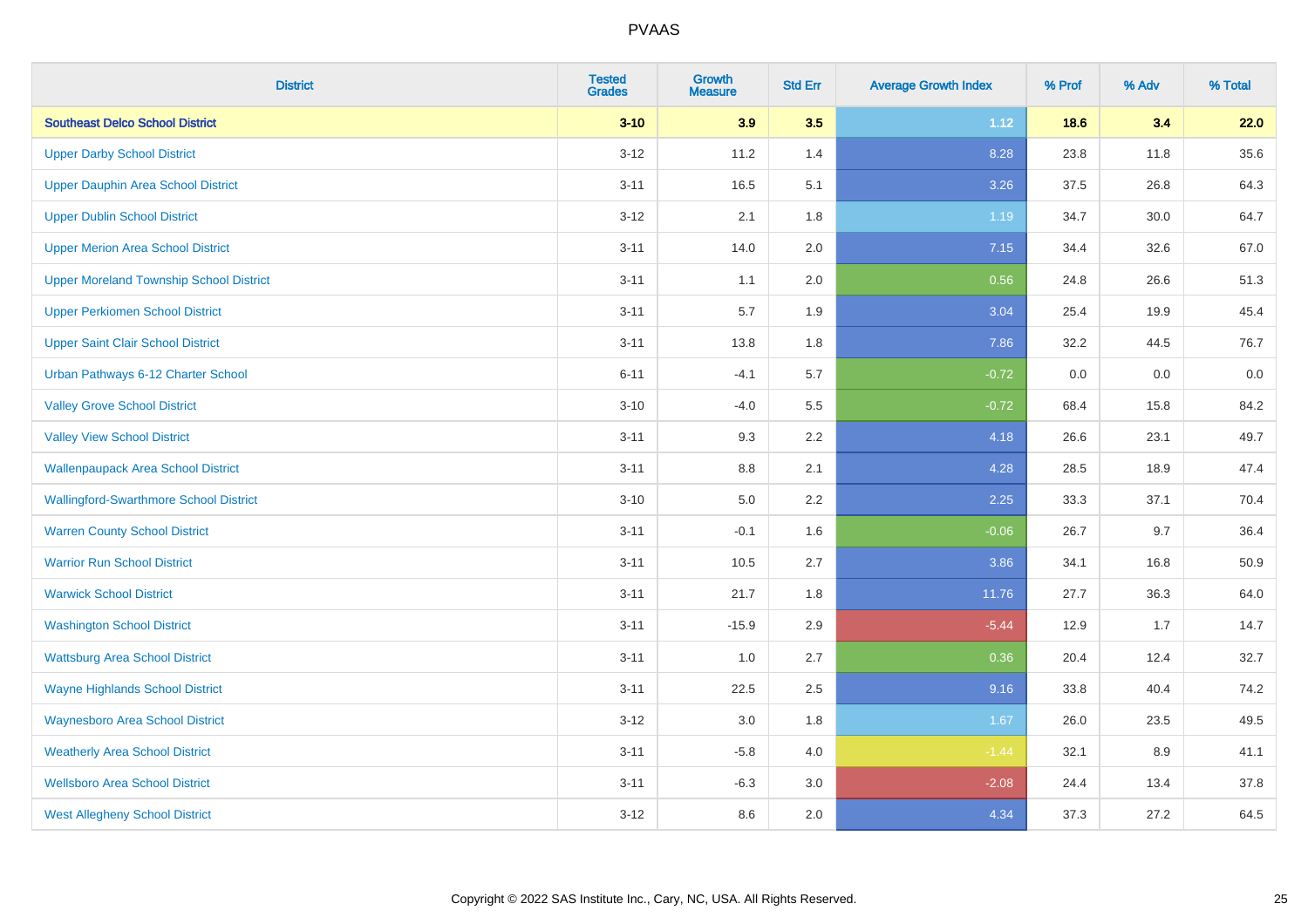# PVAAS

| District | Tested Grades | Growth Measure | Std Err | Average Growth Index | % Prof | % Adv | % Total |
|---|---|---|---|---|---|---|---|
| **Southeast Delco School District** | **3-10** | **3.9** | **3.5** | **1.12** | **18.6** | **3.4** | **22.0** |
| Upper Darby School District | 3-12 | 11.2 | 1.4 | 8.28 | 23.8 | 11.8 | 35.6 |
| Upper Dauphin Area School District | 3-11 | 16.5 | 5.1 | 3.26 | 37.5 | 26.8 | 64.3 |
| Upper Dublin School District | 3-12 | 2.1 | 1.8 | 1.19 | 34.7 | 30.0 | 64.7 |
| Upper Merion Area School District | 3-11 | 14.0 | 2.0 | 7.15 | 34.4 | 32.6 | 67.0 |
| Upper Moreland Township School District | 3-11 | 1.1 | 2.0 | 0.56 | 24.8 | 26.6 | 51.3 |
| Upper Perkiomen School District | 3-11 | 5.7 | 1.9 | 3.04 | 25.4 | 19.9 | 45.4 |
| Upper Saint Clair School District | 3-11 | 13.8 | 1.8 | 7.86 | 32.2 | 44.5 | 76.7 |
| Urban Pathways 6-12 Charter School | 6-11 | -4.1 | 5.7 | -0.72 | 0.0 | 0.0 | 0.0 |
| Valley Grove School District | 3-10 | -4.0 | 5.5 | -0.72 | 68.4 | 15.8 | 84.2 |
| Valley View School District | 3-11 | 9.3 | 2.2 | 4.18 | 26.6 | 23.1 | 49.7 |
| Wallenpaupack Area School District | 3-11 | 8.8 | 2.1 | 4.28 | 28.5 | 18.9 | 47.4 |
| Wallingford-Swarthmore School District | 3-10 | 5.0 | 2.2 | 2.25 | 33.3 | 37.1 | 70.4 |
| Warren County School District | 3-11 | -0.1 | 1.6 | -0.06 | 26.7 | 9.7 | 36.4 |
| Warrior Run School District | 3-11 | 10.5 | 2.7 | 3.86 | 34.1 | 16.8 | 50.9 |
| Warwick School District | 3-11 | 21.7 | 1.8 | 11.76 | 27.7 | 36.3 | 64.0 |
| Washington School District | 3-11 | -15.9 | 2.9 | -5.44 | 12.9 | 1.7 | 14.7 |
| Wattsburg Area School District | 3-11 | 1.0 | 2.7 | 0.36 | 20.4 | 12.4 | 32.7 |
| Wayne Highlands School District | 3-11 | 22.5 | 2.5 | 9.16 | 33.8 | 40.4 | 74.2 |
| Waynesboro Area School District | 3-12 | 3.0 | 1.8 | 1.67 | 26.0 | 23.5 | 49.5 |
| Weatherly Area School District | 3-11 | -5.8 | 4.0 | -1.44 | 32.1 | 8.9 | 41.1 |
| Wellsboro Area School District | 3-11 | -6.3 | 3.0 | -2.08 | 24.4 | 13.4 | 37.8 |
| West Allegheny School District | 3-12 | 8.6 | 2.0 | 4.34 | 37.3 | 27.2 | 64.5 |

Copyright © 2022 SAS Institute Inc., Cary, NC, USA. All Rights Reserved.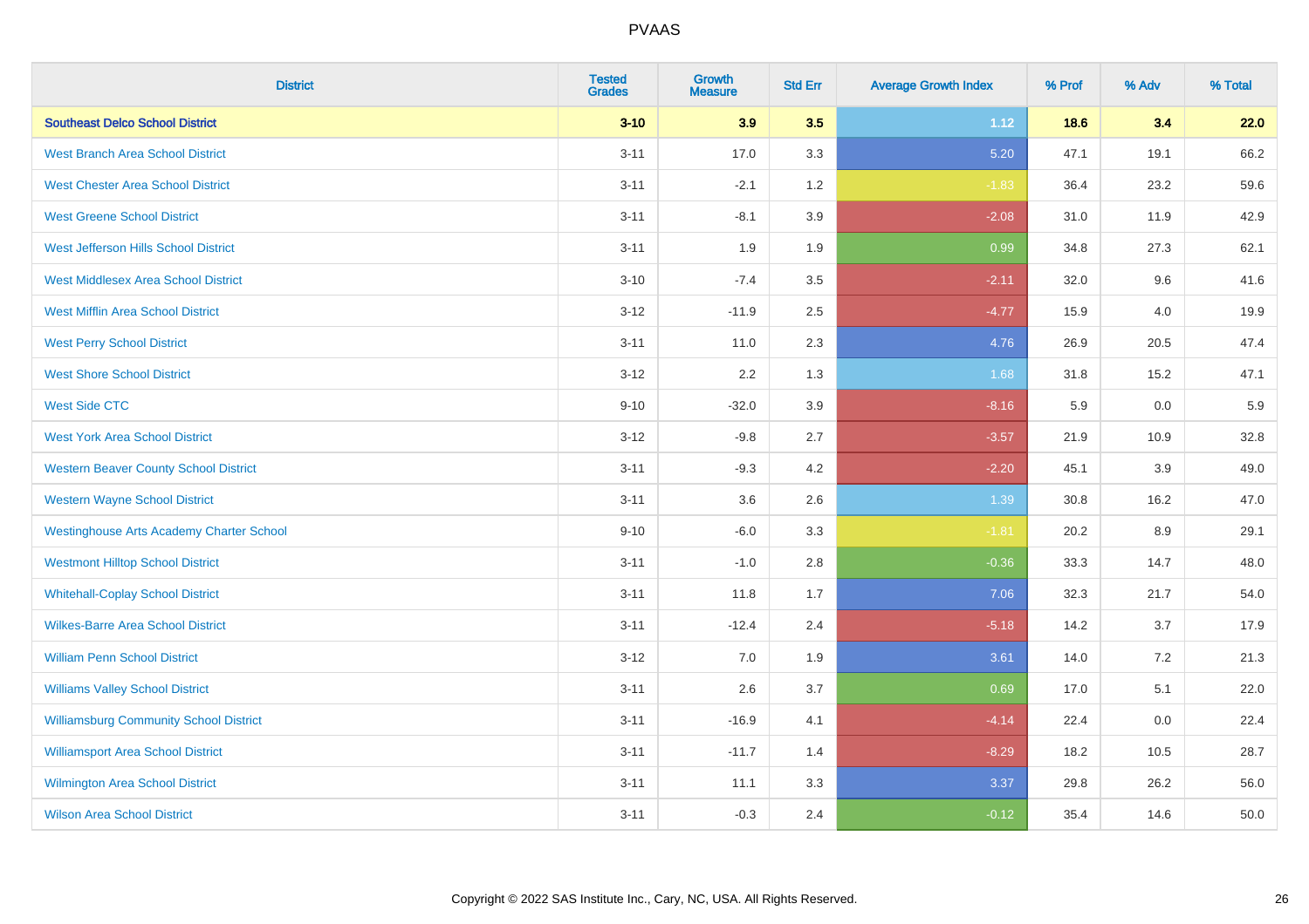# PVAAS

| District | Tested Grades | Growth Measure | Std Err | Average Growth Index | % Prof | % Adv | % Total |
|---|---|---|---|---|---|---|---|
| **Southeast Delco School District** | **3-10** | **3.9** | **3.5** | **1.12** | **18.6** | **3.4** | **22.0** |
| West Branch Area School District | 3-11 | 17.0 | 3.3 | 5.20 | 47.1 | 19.1 | 66.2 |
| West Chester Area School District | 3-11 | -2.1 | 1.2 | -1.83 | 36.4 | 23.2 | 59.6 |
| West Greene School District | 3-11 | -8.1 | 3.9 | -2.08 | 31.0 | 11.9 | 42.9 |
| West Jefferson Hills School District | 3-11 | 1.9 | 1.9 | 0.99 | 34.8 | 27.3 | 62.1 |
| West Middlesex Area School District | 3-10 | -7.4 | 3.5 | -2.11 | 32.0 | 9.6 | 41.6 |
| West Mifflin Area School District | 3-12 | -11.9 | 2.5 | -4.77 | 15.9 | 4.0 | 19.9 |
| West Perry School District | 3-11 | 11.0 | 2.3 | 4.76 | 26.9 | 20.5 | 47.4 |
| West Shore School District | 3-12 | 2.2 | 1.3 | 1.68 | 31.8 | 15.2 | 47.1 |
| West Side CTC | 9-10 | -32.0 | 3.9 | -8.16 | 5.9 | 0.0 | 5.9 |
| West York Area School District | 3-12 | -9.8 | 2.7 | -3.57 | 21.9 | 10.9 | 32.8 |
| Western Beaver County School District | 3-11 | -9.3 | 4.2 | -2.20 | 45.1 | 3.9 | 49.0 |
| Western Wayne School District | 3-11 | 3.6 | 2.6 | 1.39 | 30.8 | 16.2 | 47.0 |
| Westinghouse Arts Academy Charter School | 9-10 | -6.0 | 3.3 | -1.81 | 20.2 | 8.9 | 29.1 |
| Westmont Hilltop School District | 3-11 | -1.0 | 2.8 | -0.36 | 33.3 | 14.7 | 48.0 |
| Whitehall-Coplay School District | 3-11 | 11.8 | 1.7 | 7.06 | 32.3 | 21.7 | 54.0 |
| Wilkes-Barre Area School District | 3-11 | -12.4 | 2.4 | -5.18 | 14.2 | 3.7 | 17.9 |
| William Penn School District | 3-12 | 7.0 | 1.9 | 3.61 | 14.0 | 7.2 | 21.3 |
| Williams Valley School District | 3-11 | 2.6 | 3.7 | 0.69 | 17.0 | 5.1 | 22.0 |
| Williamsburg Community School District | 3-11 | -16.9 | 4.1 | -4.14 | 22.4 | 0.0 | 22.4 |
| Williamsport Area School District | 3-11 | -11.7 | 1.4 | -8.29 | 18.2 | 10.5 | 28.7 |
| Wilmington Area School District | 3-11 | 11.1 | 3.3 | 3.37 | 29.8 | 26.2 | 56.0 |
| Wilson Area School District | 3-11 | -0.3 | 2.4 | -0.12 | 35.4 | 14.6 | 50.0 |

Copyright © 2022 SAS Institute Inc., Cary, NC, USA. All Rights Reserved.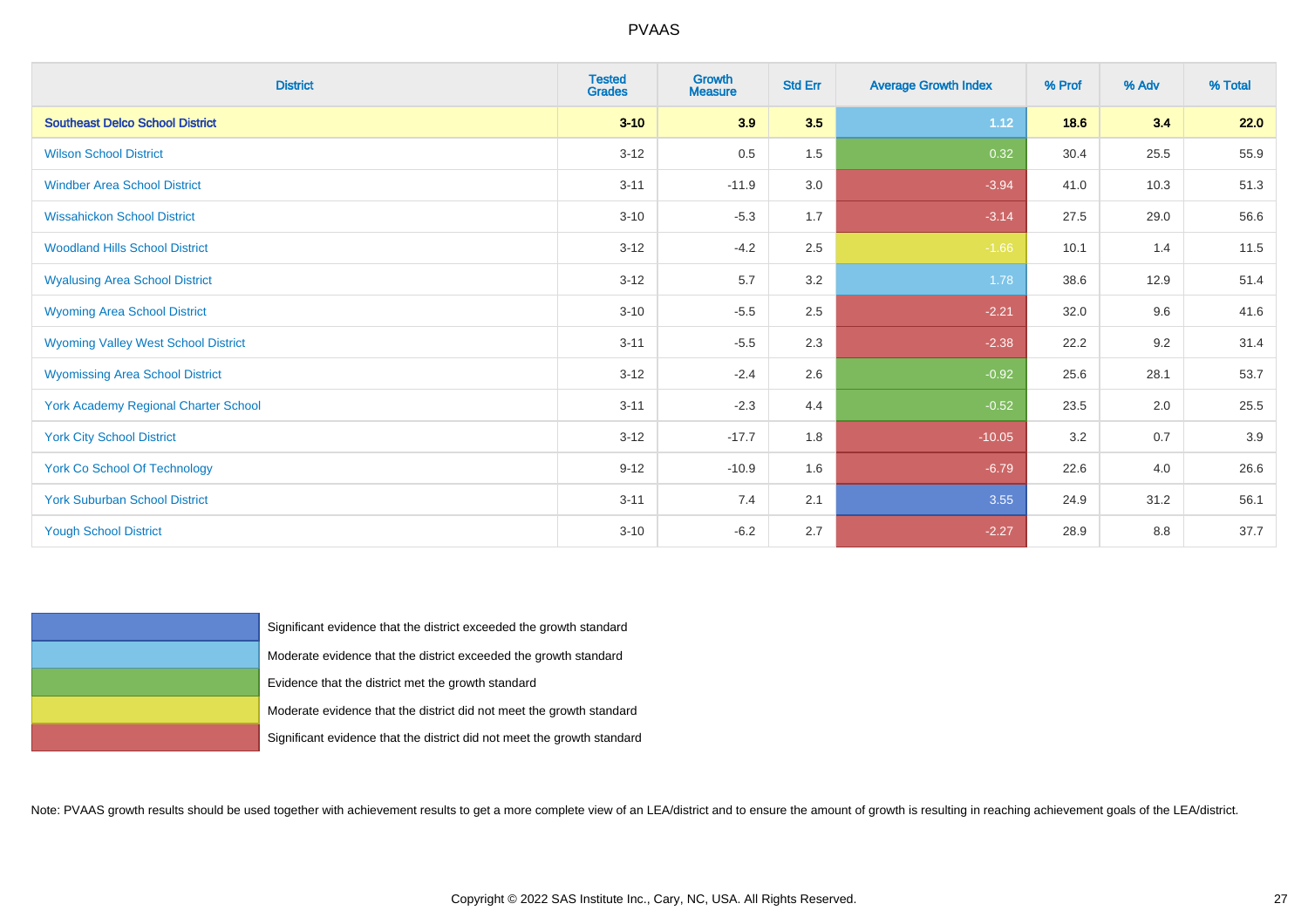# PVAAS

| District | Tested Grades | Growth Measure | Std Err | Average Growth Index | % Prof | % Adv | % Total |
|---|---|---|---|---|---|---|---|
| **Southeast Delco School District** | **3-10** | **3.9** | **3.5** | **1.12** | **18.6** | **3.4** | **22.0** |
| Wilson School District | 3-12 | 0.5 | 1.5 | 0.32 | 30.4 | 25.5 | 55.9 |
| Windber Area School District | 3-11 | -11.9 | 3.0 | -3.94 | 41.0 | 10.3 | 51.3 |
| Wissahickon School District | 3-10 | -5.3 | 1.7 | -3.14 | 27.5 | 29.0 | 56.6 |
| Woodland Hills School District | 3-12 | -4.2 | 2.5 | -1.66 | 10.1 | 1.4 | 11.5 |
| Wyalusing Area School District | 3-12 | 5.7 | 3.2 | 1.78 | 38.6 | 12.9 | 51.4 |
| Wyoming Area School District | 3-10 | -5.5 | 2.5 | -2.21 | 32.0 | 9.6 | 41.6 |
| Wyoming Valley West School District | 3-11 | -5.5 | 2.3 | -2.38 | 22.2 | 9.2 | 31.4 |
| Wyomissing Area School District | 3-12 | -2.4 | 2.6 | -0.92 | 25.6 | 28.1 | 53.7 |
| York Academy Regional Charter School | 3-11 | -2.3 | 4.4 | -0.52 | 23.5 | 2.0 | 25.5 |
| York City School District | 3-12 | -17.7 | 1.8 | -10.05 | 3.2 | 0.7 | 3.9 |
| York Co School Of Technology | 9-12 | -10.9 | 1.6 | -6.79 | 22.6 | 4.0 | 26.6 |
| York Suburban School District | 3-11 | 7.4 | 2.1 | 3.55 | 24.9 | 31.2 | 56.1 |
| Yough School District | 3-10 | -6.2 | 2.7 | -2.27 | 28.9 | 8.8 | 37.7 |

Significant evidence that the district exceeded the growth standard

Moderate evidence that the district exceeded the growth standard

Evidence that the district met the growth standard

Moderate evidence that the district did not meet the growth standard

Significant evidence that the district did not meet the growth standard

Note: PVAAS growth results should be used together with achievement results to get a more complete view of an LEA/district and to ensure the amount of growth is resulting in reaching achievement goals of the LEA/district.

Copyright © 2022 SAS Institute Inc., Cary, NC, USA. All Rights Reserved.